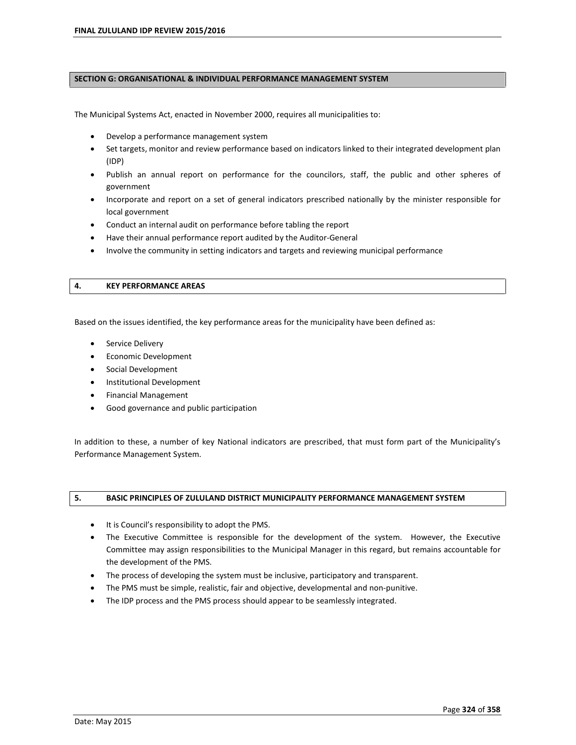## SECTION G: ORGANISATIONAL & INDIVIDUAL PERFORMANCE MANAGEMENT SYSTEM

The Municipal Systems Act, enacted in November 2000, requires all municipalities to:

- Develop a performance management system
- Set targets, monitor and review performance based on indicators linked to their integrated development plan (IDP)
- Publish an annual report on performance for the councilors, staff, the public and other spheres of government
- Incorporate and report on a set of general indicators prescribed nationally by the minister responsible for local government
- Conduct an internal audit on performance before tabling the report
- Have their annual performance report audited by the Auditor-General
- Involve the community in setting indicators and targets and reviewing municipal performance

## 4. KEY PERFORMANCE AREAS

Based on the issues identified, the key performance areas for the municipality have been defined as:

- Service Delivery
- Economic Development
- Social Development
- Institutional Development
- Financial Management
- Good governance and public participation

In addition to these, a number of key National indicators are prescribed, that must form part of the Municipality's Performance Management System.

## 5. BASIC PRINCIPLES OF ZULULAND DISTRICT MUNICIPALITY PERFORMANCE MANAGEMENT SYSTEM

- It is Council's responsibility to adopt the PMS.
- The Executive Committee is responsible for the development of the system. However, the Executive Committee may assign responsibilities to the Municipal Manager in this regard, but remains accountable for the development of the PMS.
- The process of developing the system must be inclusive, participatory and transparent.
- The PMS must be simple, realistic, fair and objective, developmental and non-punitive.
- The IDP process and the PMS process should appear to be seamlessly integrated.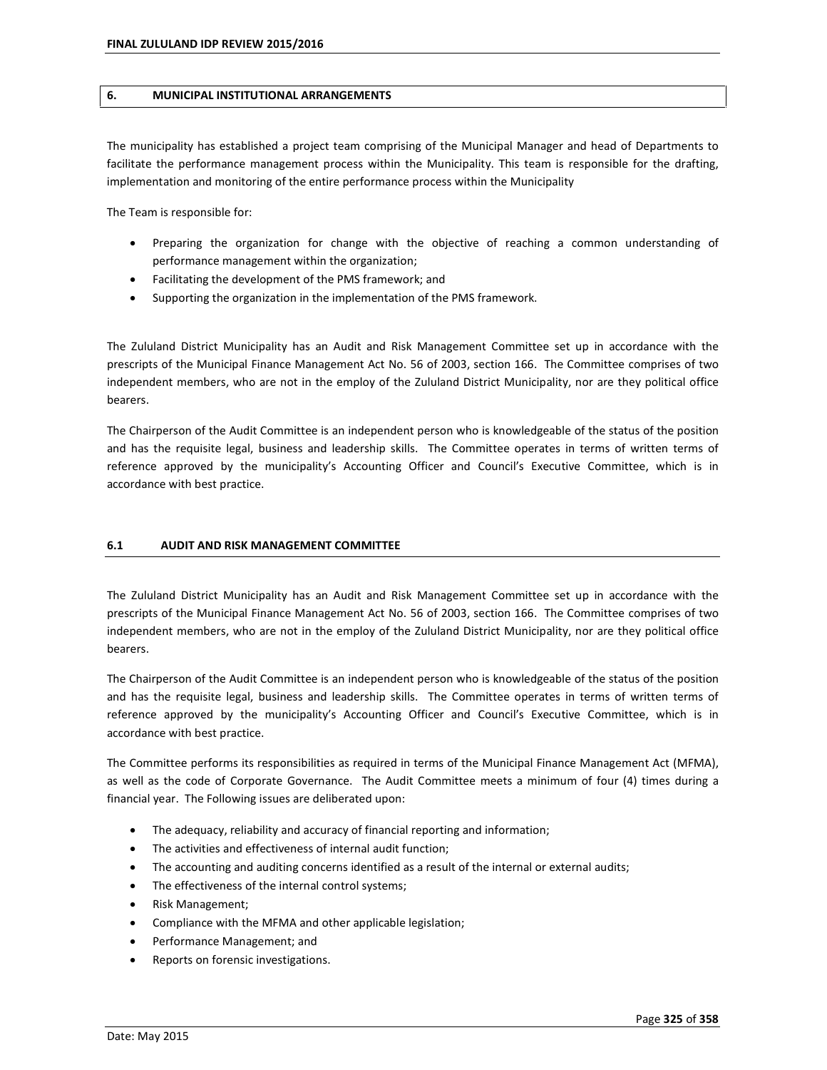## 6. MUNICIPAL INSTITUTIONAL ARRANGEMENTS

The municipality has established a project team comprising of the Municipal Manager and head of Departments to facilitate the performance management process within the Municipality. This team is responsible for the drafting, implementation and monitoring of the entire performance process within the Municipality

The Team is responsible for:

- Preparing the organization for change with the objective of reaching a common understanding of performance management within the organization;
- Facilitating the development of the PMS framework; and
- Supporting the organization in the implementation of the PMS framework.

The Zululand District Municipality has an Audit and Risk Management Committee set up in accordance with the prescripts of the Municipal Finance Management Act No. 56 of 2003, section 166. The Committee comprises of two independent members, who are not in the employ of the Zululand District Municipality, nor are they political office bearers.

The Chairperson of the Audit Committee is an independent person who is knowledgeable of the status of the position and has the requisite legal, business and leadership skills. The Committee operates in terms of written terms of reference approved by the municipality's Accounting Officer and Council's Executive Committee, which is in accordance with best practice.

### 6.1 AUDIT AND RISK MANAGEMENT COMMITTEE

The Zululand District Municipality has an Audit and Risk Management Committee set up in accordance with the prescripts of the Municipal Finance Management Act No. 56 of 2003, section 166. The Committee comprises of two independent members, who are not in the employ of the Zululand District Municipality, nor are they political office bearers.

The Chairperson of the Audit Committee is an independent person who is knowledgeable of the status of the position and has the requisite legal, business and leadership skills. The Committee operates in terms of written terms of reference approved by the municipality's Accounting Officer and Council's Executive Committee, which is in accordance with best practice.

The Committee performs its responsibilities as required in terms of the Municipal Finance Management Act (MFMA), as well as the code of Corporate Governance. The Audit Committee meets a minimum of four (4) times during a financial year. The Following issues are deliberated upon:

- The adequacy, reliability and accuracy of financial reporting and information;
- The activities and effectiveness of internal audit function;
- The accounting and auditing concerns identified as a result of the internal or external audits;
- The effectiveness of the internal control systems;
- Risk Management;
- Compliance with the MFMA and other applicable legislation;
- Performance Management; and
- Reports on forensic investigations.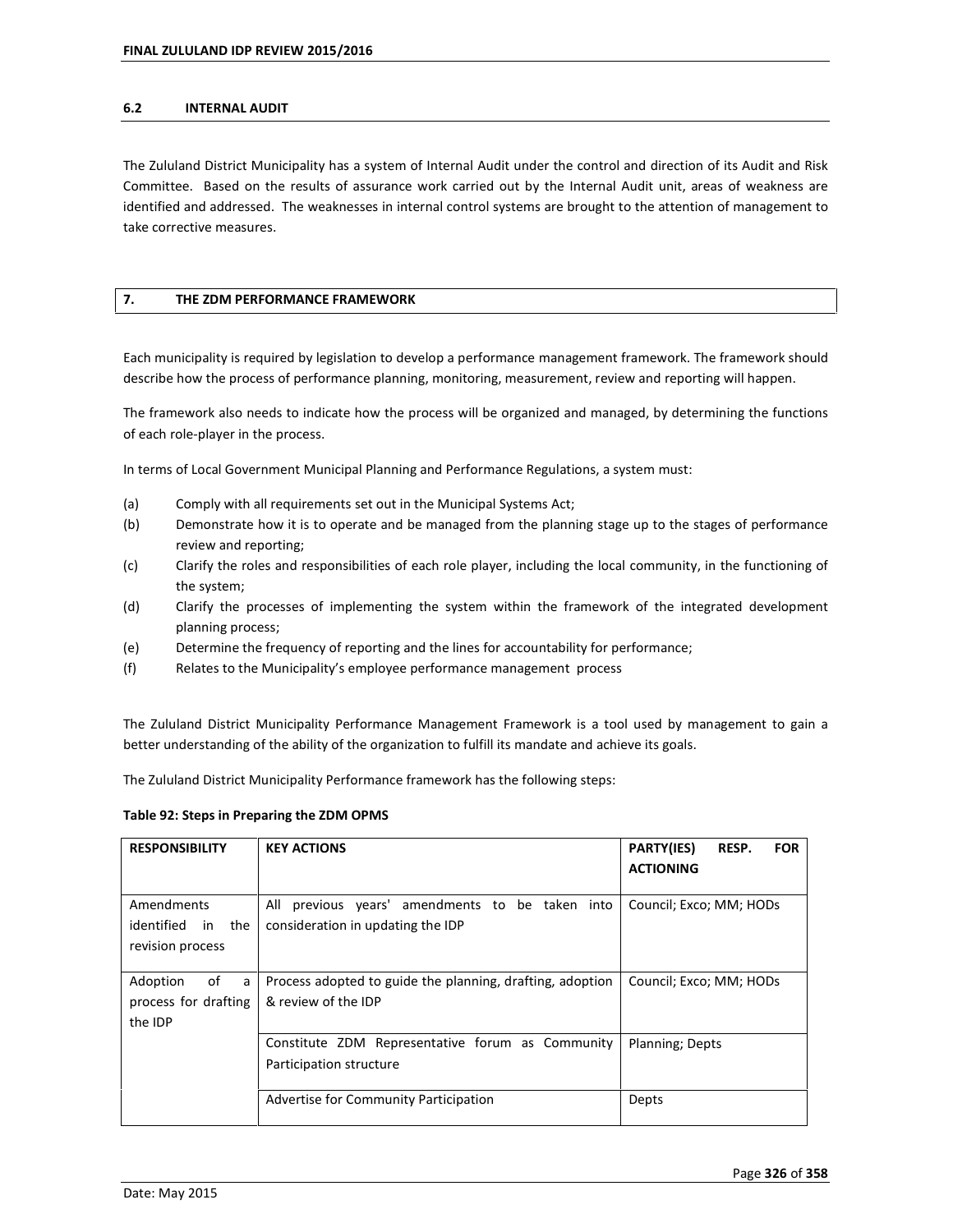### 6.2 INTERNAL AUDIT

The Zululand District Municipality has a system of Internal Audit under the control and direction of its Audit and Risk Committee. Based on the results of assurance work carried out by the Internal Audit unit, areas of weakness are identified and addressed. The weaknesses in internal control systems are brought to the attention of management to take corrective measures.

## 7. THE ZDM PERFORMANCE FRAMEWORK

Each municipality is required by legislation to develop a performance management framework. The framework should describe how the process of performance planning, monitoring, measurement, review and reporting will happen.

The framework also needs to indicate how the process will be organized and managed, by determining the functions of each role-player in the process.

In terms of Local Government Municipal Planning and Performance Regulations, a system must:

(a) Comply with all requirements set out in the Municipal Systems Act;
(b) Demonstrate how it is to operate and be managed from the planning stage up to the stages of performance review and reporting;
(c) Clarify the roles and responsibilities of each role player, including the local community, in the functioning of the system;
(d) Clarify the processes of implementing the system within the framework of the integrated development planning process;
(e) Determine the frequency of reporting and the lines for accountability for performance;
(f) Relates to the Municipality's employee performance management process

The Zululand District Municipality Performance Management Framework is a tool used by management to gain a better understanding of the ability of the organization to fulfill its mandate and achieve its goals.

The Zululand District Municipality Performance framework has the following steps:

**Table 92: Steps in Preparing the ZDM OPMS**

| RESPONSIBILITY | KEY ACTIONS | PARTY(IES) RESP. FOR ACTIONING |
|---|---|---|
| Amendments identified in the revision process | All previous years' amendments to be taken into consideration in updating the IDP | Council; Exco; MM; HODs |
| Adoption of a process for drafting the IDP | Process adopted to guide the planning, drafting, adoption & review of the IDP | Council; Exco; MM; HODs |
| | Constitute ZDM Representative forum as Community Participation structure | Planning; Depts |
| | Advertise for Community Participation | Depts |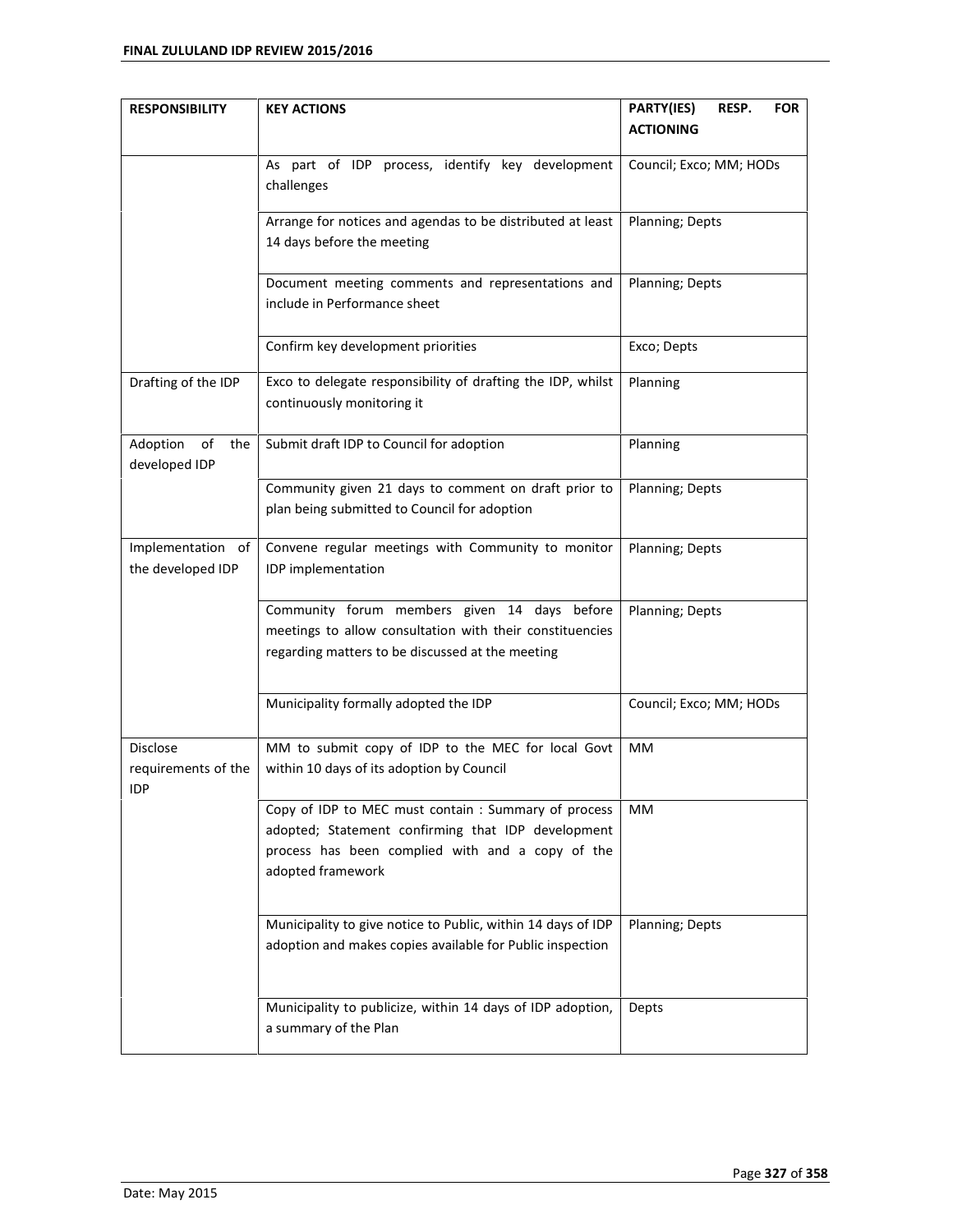| RESPONSIBILITY | KEY ACTIONS | PARTY(IES) RESP. FOR ACTIONING |
|---|---|---|
| | As part of IDP process, identify key development challenges | Council; Exco; MM; HODs |
| | Arrange for notices and agendas to be distributed at least 14 days before the meeting | Planning; Depts |
| | Document meeting comments and representations and include in Performance sheet | Planning; Depts |
| | Confirm key development priorities | Exco; Depts |
| Drafting of the IDP | Exco to delegate responsibility of drafting the IDP, whilst continuously monitoring it | Planning |
| Adoption of the developed IDP | Submit draft IDP to Council for adoption | Planning |
| | Community given 21 days to comment on draft prior to plan being submitted to Council for adoption | Planning; Depts |
| Implementation of the developed IDP | Convene regular meetings with Community to monitor IDP implementation | Planning; Depts |
| | Community forum members given 14 days before meetings to allow consultation with their constituencies regarding matters to be discussed at the meeting | Planning; Depts |
| | Municipality formally adopted the IDP | Council; Exco; MM; HODs |
| Disclose requirements of the IDP | MM to submit copy of IDP to the MEC for local Govt within 10 days of its adoption by Council | MM |
| | Copy of IDP to MEC must contain : Summary of process adopted; Statement confirming that IDP development process has been complied with and a copy of the adopted framework | MM |
| | Municipality to give notice to Public, within 14 days of IDP adoption and makes copies available for Public inspection | Planning; Depts |
| | Municipality to publicize, within 14 days of IDP adoption, a summary of the Plan | Depts |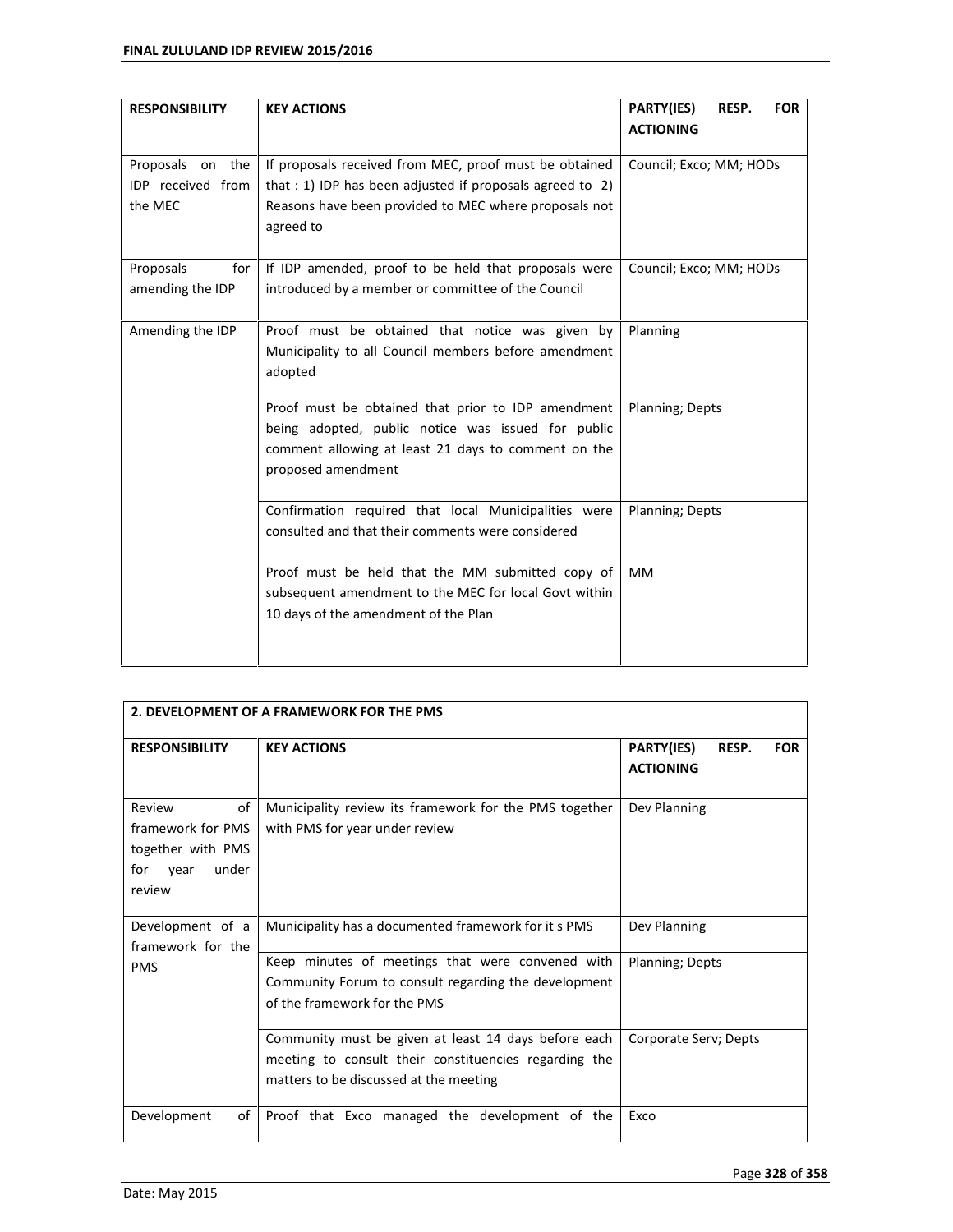| RESPONSIBILITY | KEY ACTIONS | PARTY(IES) RESP. FOR ACTIONING |
|---|---|---|
| Proposals on the IDP received from the MEC | If proposals received from MEC, proof must be obtained that : 1) IDP has been adjusted if proposals agreed to 2) Reasons have been provided to MEC where proposals not agreed to | Council; Exco; MM; HODs |
| Proposals for amending the IDP | If IDP amended, proof to be held that proposals were introduced by a member or committee of the Council | Council; Exco; MM; HODs |
| Amending the IDP | Proof must be obtained that notice was given by Municipality to all Council members before amendment adopted | Planning |
| | Proof must be obtained that prior to IDP amendment being adopted, public notice was issued for public comment allowing at least 21 days to comment on the proposed amendment | Planning; Depts |
| | Confirmation required that local Municipalities were consulted and that their comments were considered | Planning; Depts |
| | Proof must be held that the MM submitted copy of subsequent amendment to the MEC for local Govt within 10 days of the amendment of the Plan | MM |

| 2. DEVELOPMENT OF A FRAMEWORK FOR THE PMS | | |
|---|---|---|
| **RESPONSIBILITY** | **KEY ACTIONS** | **PARTY(IES) RESP. FOR ACTIONING** |
| Review of framework for PMS together with PMS for year under review | Municipality review its framework for the PMS together with PMS for year under review | Dev Planning |
| Development of a framework for the PMS | Municipality has a documented framework for it s PMS | Dev Planning |
| | Keep minutes of meetings that were convened with Community Forum to consult regarding the development of the framework for the PMS | Planning; Depts |
| | Community must be given at least 14 days before each meeting to consult their constituencies regarding the matters to be discussed at the meeting | Corporate Serv; Depts |
| Development of | Proof that Exco managed the development of the | Exco |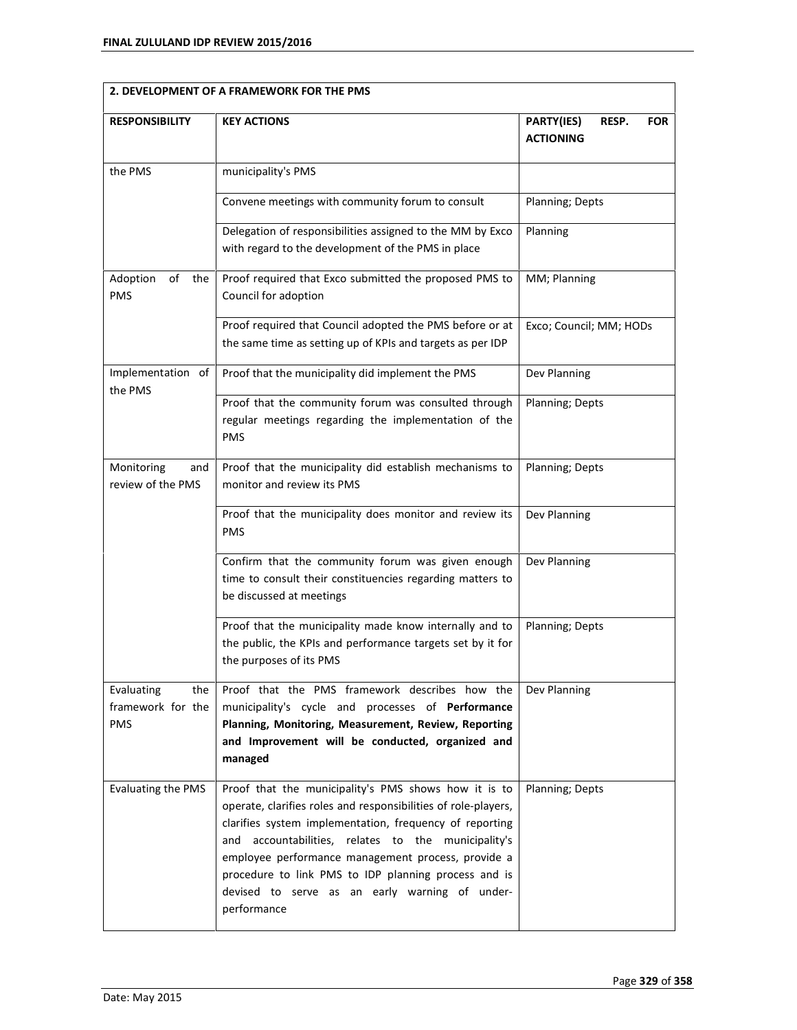| 2. DEVELOPMENT OF A FRAMEWORK FOR THE PMS | | |
|---|---|---|
| **RESPONSIBILITY** | **KEY ACTIONS** | **PARTY(IES) RESP. FOR ACTIONING** |
| the PMS | municipality's PMS | |
| | Convene meetings with community forum to consult | Planning; Depts |
| | Delegation of responsibilities assigned to the MM by Exco with regard to the development of the PMS in place | Planning |
| Adoption of the PMS | Proof required that Exco submitted the proposed PMS to Council for adoption | MM; Planning |
| | Proof required that Council adopted the PMS before or at the same time as setting up of KPIs and targets as per IDP | Exco; Council; MM; HODs |
| Implementation of the PMS | Proof that the municipality did implement the PMS | Dev Planning |
| | Proof that the community forum was consulted through regular meetings regarding the implementation of the PMS | Planning; Depts |
| Monitoring and review of the PMS | Proof that the municipality did establish mechanisms to monitor and review its PMS | Planning; Depts |
| | Proof that the municipality does monitor and review its PMS | Dev Planning |
| | Confirm that the community forum was given enough time to consult their constituencies regarding matters to be discussed at meetings | Dev Planning |
| | Proof that the municipality made know internally and to the public, the KPIs and performance targets set by it for the purposes of its PMS | Planning; Depts |
| Evaluating the framework for the PMS | Proof that the PMS framework describes how the municipality's cycle and processes of **Performance Planning, Monitoring, Measurement, Review, Reporting and Improvement will be conducted, organized and managed** | Dev Planning |
| Evaluating the PMS | Proof that the municipality's PMS shows how it is to operate, clarifies roles and responsibilities of role-players, clarifies system implementation, frequency of reporting and accountabilities, relates to the municipality's employee performance management process, provide a procedure to link PMS to IDP planning process and is devised to serve as an early warning of under-performance | Planning; Depts |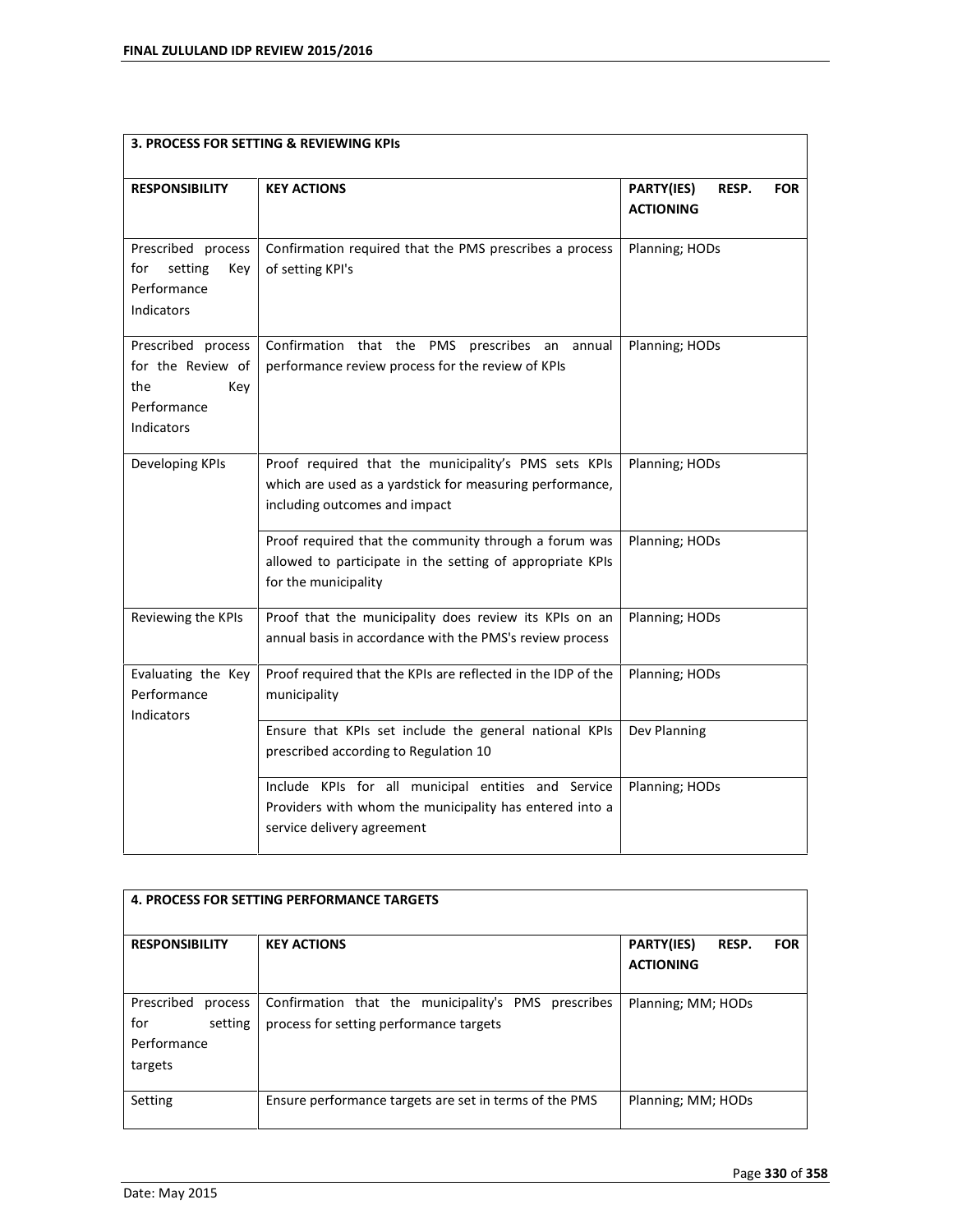| 3. PROCESS FOR SETTING & REVIEWING KPIs | | |
|---|---|---|
| **RESPONSIBILITY** | **KEY ACTIONS** | **PARTY(IES) RESP. FOR ACTIONING** |
| Prescribed process for setting Key Performance Indicators | Confirmation required that the PMS prescribes a process of setting KPI's | Planning; HODs |
| Prescribed process for the Review of the Key Performance Indicators | Confirmation that the PMS prescribes an annual performance review process for the review of KPIs | Planning; HODs |
| Developing KPIs | Proof required that the municipality's PMS sets KPIs which are used as a yardstick for measuring performance, including outcomes and impact | Planning; HODs |
| | Proof required that the community through a forum was allowed to participate in the setting of appropriate KPIs for the municipality | Planning; HODs |
| Reviewing the KPIs | Proof that the municipality does review its KPIs on an annual basis in accordance with the PMS's review process | Planning; HODs |
| Evaluating the Key Performance Indicators | Proof required that the KPIs are reflected in the IDP of the municipality | Planning; HODs |
| | Ensure that KPIs set include the general national KPIs prescribed according to Regulation 10 | Dev Planning |
| | Include KPIs for all municipal entities and Service Providers with whom the municipality has entered into a service delivery agreement | Planning; HODs |

| 4. PROCESS FOR SETTING PERFORMANCE TARGETS | | |
|---|---|---|
| **RESPONSIBILITY** | **KEY ACTIONS** | **PARTY(IES) RESP. FOR ACTIONING** |
| Prescribed process for setting Performance targets | Confirmation that the municipality's PMS prescribes process for setting performance targets | Planning; MM; HODs |
| Setting | Ensure performance targets are set in terms of the PMS | Planning; MM; HODs |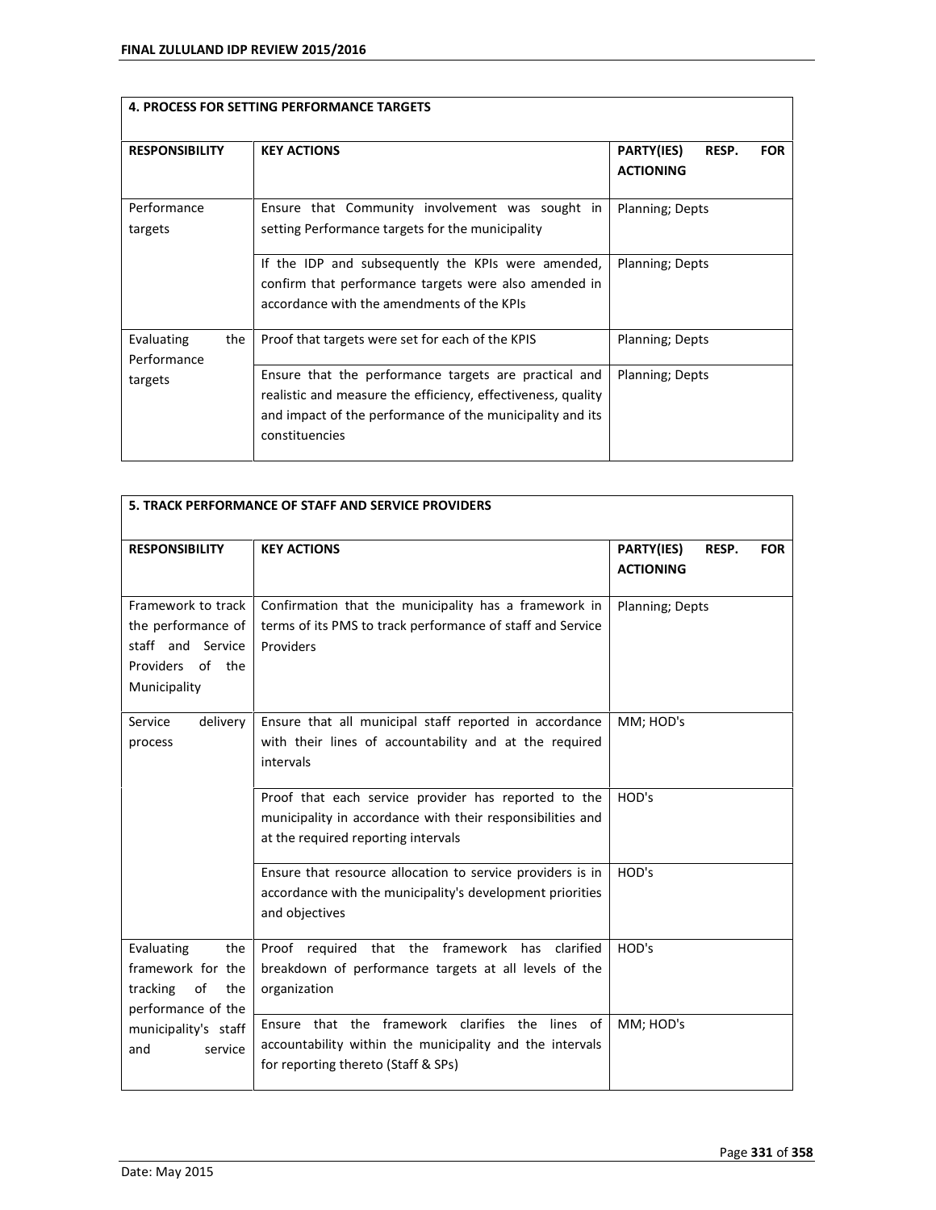| 4. PROCESS FOR SETTING PERFORMANCE TARGETS | | |
|---|---|---|
| **RESPONSIBILITY** | **KEY ACTIONS** | **PARTY(IES) RESP. FOR ACTIONING** |
| Performance targets | Ensure that Community involvement was sought in setting Performance targets for the municipality | Planning; Depts |
| | If the IDP and subsequently the KPIs were amended, confirm that performance targets were also amended in accordance with the amendments of the KPIs | Planning; Depts |
| Evaluating the Performance targets | Proof that targets were set for each of the KPIS | Planning; Depts |
| | Ensure that the performance targets are practical and realistic and measure the efficiency, effectiveness, quality and impact of the performance of the municipality and its constituencies | Planning; Depts |

| 5. TRACK PERFORMANCE OF STAFF AND SERVICE PROVIDERS | | |
|---|---|---|
| **RESPONSIBILITY** | **KEY ACTIONS** | **PARTY(IES) RESP. FOR ACTIONING** |
| Framework to track the performance of staff and Service Providers of the Municipality | Confirmation that the municipality has a framework in terms of its PMS to track performance of staff and Service Providers | Planning; Depts |
| Service delivery process | Ensure that all municipal staff reported in accordance with their lines of accountability and at the required intervals | MM; HOD's |
| | Proof that each service provider has reported to the municipality in accordance with their responsibilities and at the required reporting intervals | HOD's |
| | Ensure that resource allocation to service providers is in accordance with the municipality's development priorities and objectives | HOD's |
| Evaluating the framework for the tracking of the performance of the municipality's staff and service | Proof required that the framework has clarified breakdown of performance targets at all levels of the organization | HOD's |
| | Ensure that the framework clarifies the lines of accountability within the municipality and the intervals for reporting thereto (Staff & SPs) | MM; HOD's |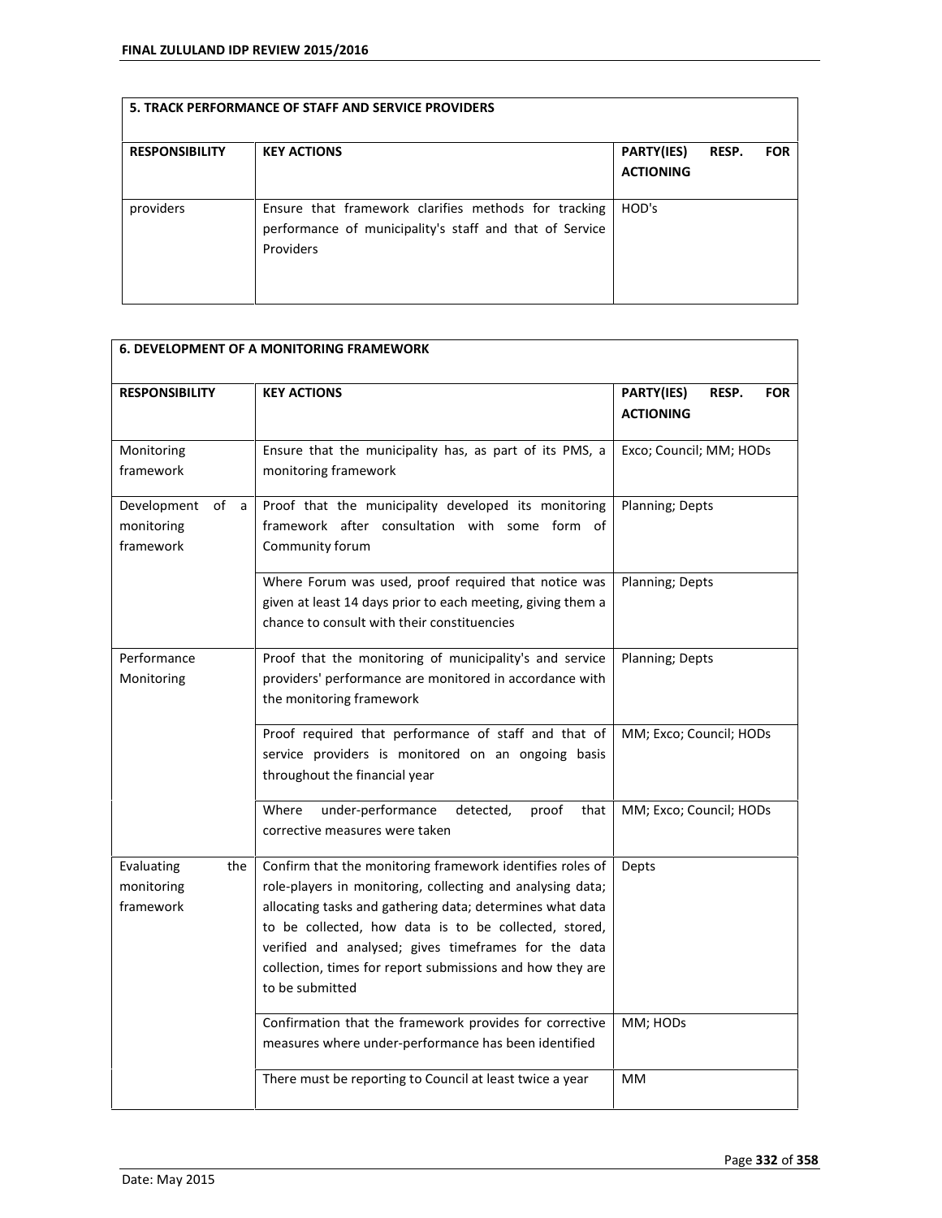| 5. TRACK PERFORMANCE OF STAFF AND SERVICE PROVIDERS | | |
|---|---|---|
| **RESPONSIBILITY** | **KEY ACTIONS** | **PARTY(IES) RESP. FOR ACTIONING** |
| providers | Ensure that framework clarifies methods for tracking performance of municipality's staff and that of Service Providers | HOD's |

| 6. DEVELOPMENT OF A MONITORING FRAMEWORK | | |
|---|---|---|
| **RESPONSIBILITY** | **KEY ACTIONS** | **PARTY(IES) RESP. FOR ACTIONING** |
| Monitoring framework | Ensure that the municipality has, as part of its PMS, a monitoring framework | Exco; Council; MM; HODs |
| Development of a monitoring framework | Proof that the municipality developed its monitoring framework after consultation with some form of Community forum | Planning; Depts |
| | Where Forum was used, proof required that notice was given at least 14 days prior to each meeting, giving them a chance to consult with their constituencies | Planning; Depts |
| Performance Monitoring | Proof that the monitoring of municipality's and service providers' performance are monitored in accordance with the monitoring framework | Planning; Depts |
| | Proof required that performance of staff and that of service providers is monitored on an ongoing basis throughout the financial year | MM; Exco; Council; HODs |
| | Where under-performance detected, proof that corrective measures were taken | MM; Exco; Council; HODs |
| Evaluating the monitoring framework | Confirm that the monitoring framework identifies roles of role-players in monitoring, collecting and analysing data; allocating tasks and gathering data; determines what data to be collected, how data is to be collected, stored, verified and analysed; gives timeframes for the data collection, times for report submissions and how they are to be submitted | Depts |
| | Confirmation that the framework provides for corrective measures where under-performance has been identified | MM; HODs |
| | There must be reporting to Council at least twice a year | MM |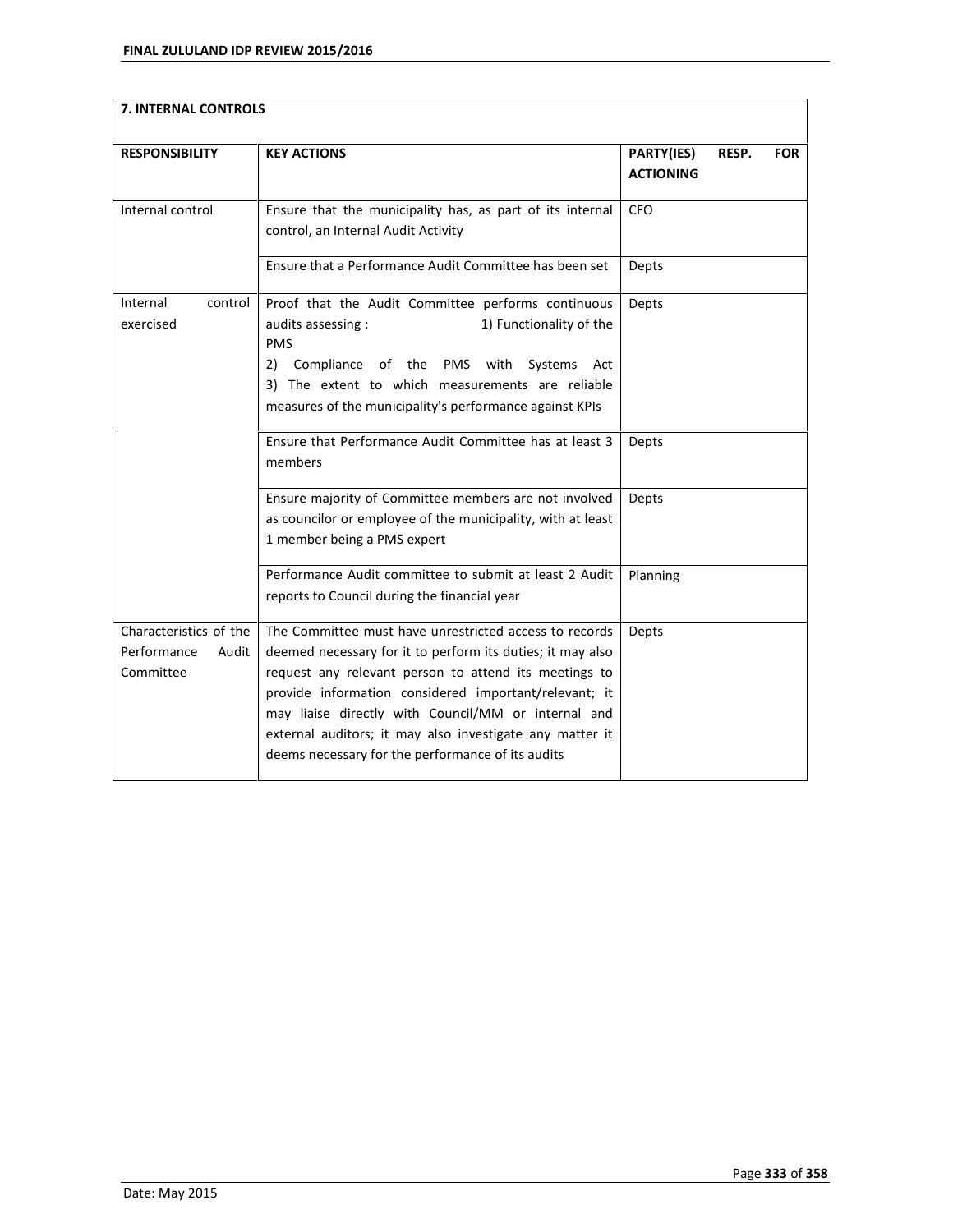| 7. INTERNAL CONTROLS | | |
|---|---|---|
| **RESPONSIBILITY** | **KEY ACTIONS** | **PARTY(IES) RESP. FOR ACTIONING** |
| Internal control | Ensure that the municipality has, as part of its internal control, an Internal Audit Activity | CFO |
| | Ensure that a Performance Audit Committee has been set | Depts |
| Internal control exercised | Proof that the Audit Committee performs continuous audits assessing : 1) Functionality of the PMS 2) Compliance of the PMS with Systems Act 3) The extent to which measurements are reliable measures of the municipality's performance against KPIs | Depts |
| | Ensure that Performance Audit Committee has at least 3 members | Depts |
| | Ensure majority of Committee members are not involved as councilor or employee of the municipality, with at least 1 member being a PMS expert | Depts |
| | Performance Audit committee to submit at least 2 Audit reports to Council during the financial year | Planning |
| Characteristics of the Performance Audit Committee | The Committee must have unrestricted access to records deemed necessary for it to perform its duties; it may also request any relevant person to attend its meetings to provide information considered important/relevant; it may liaise directly with Council/MM or internal and external auditors; it may also investigate any matter it deems necessary for the performance of its audits | Depts |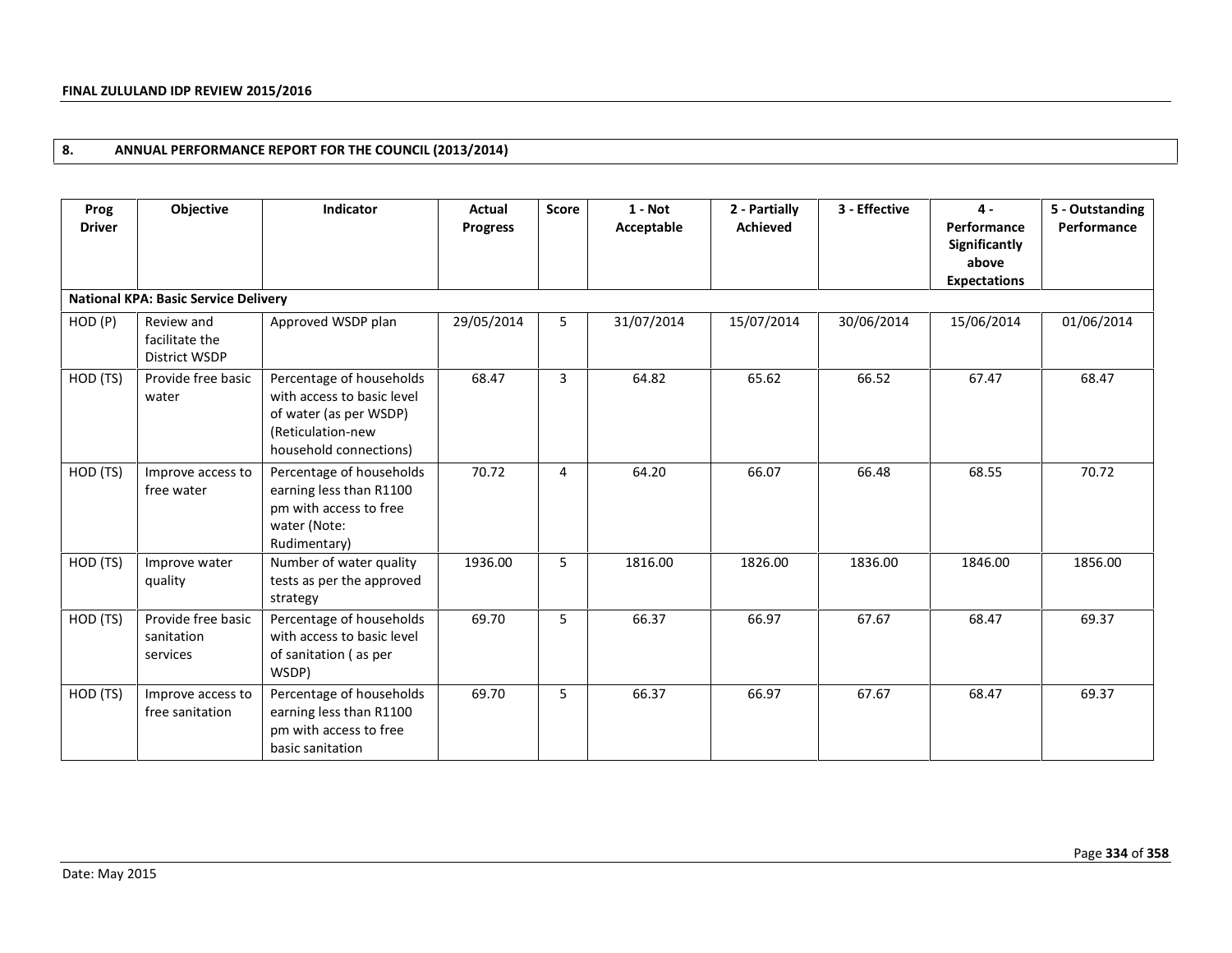## 8. ANNUAL PERFORMANCE REPORT FOR THE COUNCIL (2013/2014)

| Prog Driver | Objective | Indicator | Actual Progress | Score | 1 - Not Acceptable | 2 - Partially Achieved | 3 - Effective | 4 - Performance Significantly above Expectations | 5 - Outstanding Performance |
|---|---|---|---|---|---|---|---|---|---|
| **National KPA: Basic Service Delivery** | | | | | | | | | |
| HOD (P) | Review and facilitate the District WSDP | Approved WSDP plan | 29/05/2014 | 5 | 31/07/2014 | 15/07/2014 | 30/06/2014 | 15/06/2014 | 01/06/2014 |
| HOD (TS) | Provide free basic water | Percentage of households with access to basic level of water (as per WSDP) (Reticulation-new household connections) | 68.47 | 3 | 64.82 | 65.62 | 66.52 | 67.47 | 68.47 |
| HOD (TS) | Improve access to free water | Percentage of households earning less than R1100 pm with access to free water (Note: Rudimentary) | 70.72 | 4 | 64.20 | 66.07 | 66.48 | 68.55 | 70.72 |
| HOD (TS) | Improve water quality | Number of water quality tests as per the approved strategy | 1936.00 | 5 | 1816.00 | 1826.00 | 1836.00 | 1846.00 | 1856.00 |
| HOD (TS) | Provide free basic sanitation services | Percentage of households with access to basic level of sanitation ( as per WSDP) | 69.70 | 5 | 66.37 | 66.97 | 67.67 | 68.47 | 69.37 |
| HOD (TS) | Improve access to free sanitation | Percentage of households earning less than R1100 pm with access to free basic sanitation | 69.70 | 5 | 66.37 | 66.97 | 67.67 | 68.47 | 69.37 |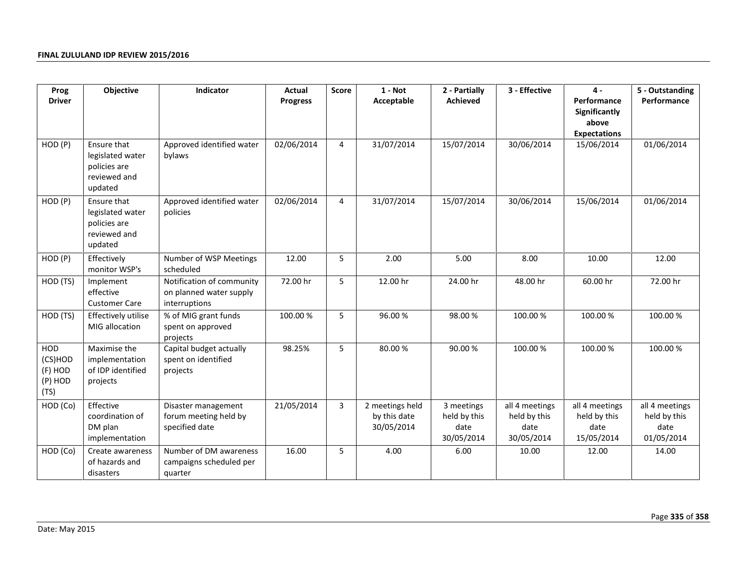| Prog Driver | Objective | Indicator | Actual Progress | Score | 1 - Not Acceptable | 2 - Partially Achieved | 3 - Effective | 4 - Performance Significantly above Expectations | 5 - Outstanding Performance |
|---|---|---|---|---|---|---|---|---|---|
| HOD (P) | Ensure that legislated water policies are reviewed and updated | Approved identified water bylaws | 02/06/2014 | 4 | 31/07/2014 | 15/07/2014 | 30/06/2014 | 15/06/2014 | 01/06/2014 |
| HOD (P) | Ensure that legislated water policies are reviewed and updated | Approved identified water policies | 02/06/2014 | 4 | 31/07/2014 | 15/07/2014 | 30/06/2014 | 15/06/2014 | 01/06/2014 |
| HOD (P) | Effectively monitor WSP's | Number of WSP Meetings scheduled | 12.00 | 5 | 2.00 | 5.00 | 8.00 | 10.00 | 12.00 |
| HOD (TS) | Implement effective Customer Care | Notification of community on planned water supply interruptions | 72.00 hr | 5 | 12.00 hr | 24.00 hr | 48.00 hr | 60.00 hr | 72.00 hr |
| HOD (TS) | Effectively utilise MIG allocation | % of MIG grant funds spent on approved projects | 100.00 % | 5 | 96.00 % | 98.00 % | 100.00 % | 100.00 % | 100.00 % |
| HOD (CS)HOD (F) HOD (P) HOD (TS) | Maximise the implementation of IDP identified projects | Capital budget actually spent on identified projects | 98.25% | 5 | 80.00 % | 90.00 % | 100.00 % | 100.00 % | 100.00 % |
| HOD (Co) | Effective coordination of DM plan implementation | Disaster management forum meeting held by specified date | 21/05/2014 | 3 | 2 meetings held by this date 30/05/2014 | 3 meetings held by this date 30/05/2014 | all 4 meetings held by this date 30/05/2014 | all 4 meetings held by this date 15/05/2014 | all 4 meetings held by this date 01/05/2014 |
| HOD (Co) | Create awareness of hazards and disasters | Number of DM awareness campaigns scheduled per quarter | 16.00 | 5 | 4.00 | 6.00 | 10.00 | 12.00 | 14.00 |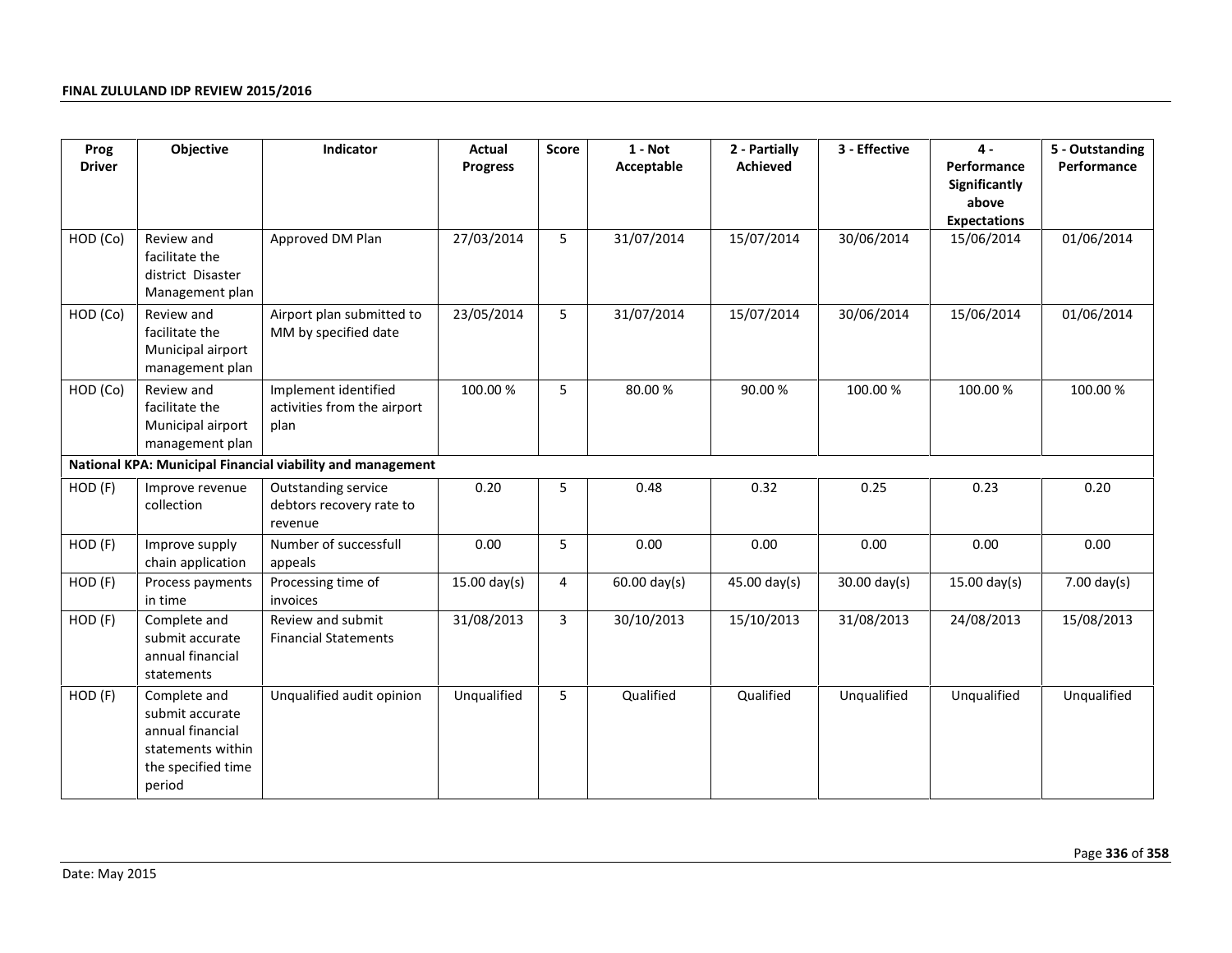| Prog Driver | Objective | Indicator | Actual Progress | Score | 1 - Not Acceptable | 2 - Partially Achieved | 3 - Effective | 4 - Performance Significantly above Expectations | 5 - Outstanding Performance |
|---|---|---|---|---|---|---|---|---|---|
| HOD (Co) | Review and facilitate the district Disaster Management plan | Approved DM Plan | 27/03/2014 | 5 | 31/07/2014 | 15/07/2014 | 30/06/2014 | 15/06/2014 | 01/06/2014 |
| HOD (Co) | Review and facilitate the Municipal airport management plan | Airport plan submitted to MM by specified date | 23/05/2014 | 5 | 31/07/2014 | 15/07/2014 | 30/06/2014 | 15/06/2014 | 01/06/2014 |
| HOD (Co) | Review and facilitate the Municipal airport management plan | Implement identified activities from the airport plan | 100.00 % | 5 | 80.00 % | 90.00 % | 100.00 % | 100.00 % | 100.00 % |
| **National KPA: Municipal Financial viability and management** | | | | | | | | | |
| HOD (F) | Improve revenue collection | Outstanding service debtors recovery rate to revenue | 0.20 | 5 | 0.48 | 0.32 | 0.25 | 0.23 | 0.20 |
| HOD (F) | Improve supply chain application | Number of successfull appeals | 0.00 | 5 | 0.00 | 0.00 | 0.00 | 0.00 | 0.00 |
| HOD (F) | Process payments in time | Processing time of invoices | 15.00 day(s) | 4 | 60.00 day(s) | 45.00 day(s) | 30.00 day(s) | 15.00 day(s) | 7.00 day(s) |
| HOD (F) | Complete and submit accurate annual financial statements | Review and submit Financial Statements | 31/08/2013 | 3 | 30/10/2013 | 15/10/2013 | 31/08/2013 | 24/08/2013 | 15/08/2013 |
| HOD (F) | Complete and submit accurate annual financial statements within the specified time period | Unqualified audit opinion | Unqualified | 5 | Qualified | Qualified | Unqualified | Unqualified | Unqualified |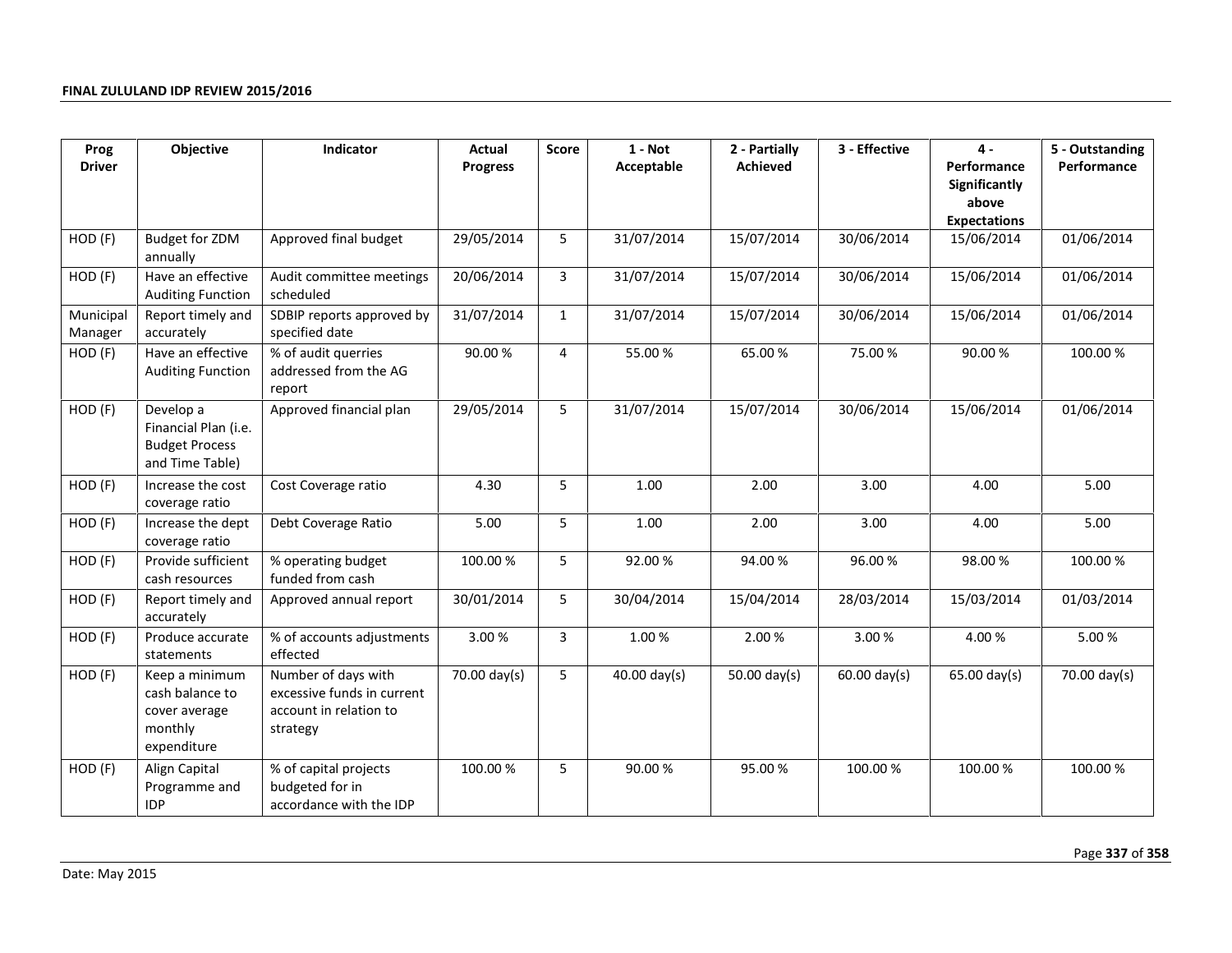| Prog Driver | Objective | Indicator | Actual Progress | Score | 1 - Not Acceptable | 2 - Partially Achieved | 3 - Effective | 4 - Performance Significantly above Expectations | 5 - Outstanding Performance |
|---|---|---|---|---|---|---|---|---|---|
| HOD (F) | Budget for ZDM annually | Approved final budget | 29/05/2014 | 5 | 31/07/2014 | 15/07/2014 | 30/06/2014 | 15/06/2014 | 01/06/2014 |
| HOD (F) | Have an effective Auditing Function | Audit committee meetings scheduled | 20/06/2014 | 3 | 31/07/2014 | 15/07/2014 | 30/06/2014 | 15/06/2014 | 01/06/2014 |
| Municipal Manager | Report timely and accurately | SDBIP reports approved by specified date | 31/07/2014 | 1 | 31/07/2014 | 15/07/2014 | 30/06/2014 | 15/06/2014 | 01/06/2014 |
| HOD (F) | Have an effective Auditing Function | % of audit querries addressed from the AG report | 90.00 % | 4 | 55.00 % | 65.00 % | 75.00 % | 90.00 % | 100.00 % |
| HOD (F) | Develop a Financial Plan (i.e. Budget Process and Time Table) | Approved financial plan | 29/05/2014 | 5 | 31/07/2014 | 15/07/2014 | 30/06/2014 | 15/06/2014 | 01/06/2014 |
| HOD (F) | Increase the cost coverage ratio | Cost Coverage ratio | 4.30 | 5 | 1.00 | 2.00 | 3.00 | 4.00 | 5.00 |
| HOD (F) | Increase the dept coverage ratio | Debt Coverage Ratio | 5.00 | 5 | 1.00 | 2.00 | 3.00 | 4.00 | 5.00 |
| HOD (F) | Provide sufficient cash resources | % operating budget funded from cash | 100.00 % | 5 | 92.00 % | 94.00 % | 96.00 % | 98.00 % | 100.00 % |
| HOD (F) | Report timely and accurately | Approved annual report | 30/01/2014 | 5 | 30/04/2014 | 15/04/2014 | 28/03/2014 | 15/03/2014 | 01/03/2014 |
| HOD (F) | Produce accurate statements | % of accounts adjustments effected | 3.00 % | 3 | 1.00 % | 2.00 % | 3.00 % | 4.00 % | 5.00 % |
| HOD (F) | Keep a minimum cash balance to cover average monthly expenditure | Number of days with excessive funds in current account in relation to strategy | 70.00 day(s) | 5 | 40.00 day(s) | 50.00 day(s) | 60.00 day(s) | 65.00 day(s) | 70.00 day(s) |
| HOD (F) | Align Capital Programme and IDP | % of capital projects budgeted for in accordance with the IDP | 100.00 % | 5 | 90.00 % | 95.00 % | 100.00 % | 100.00 % | 100.00 % |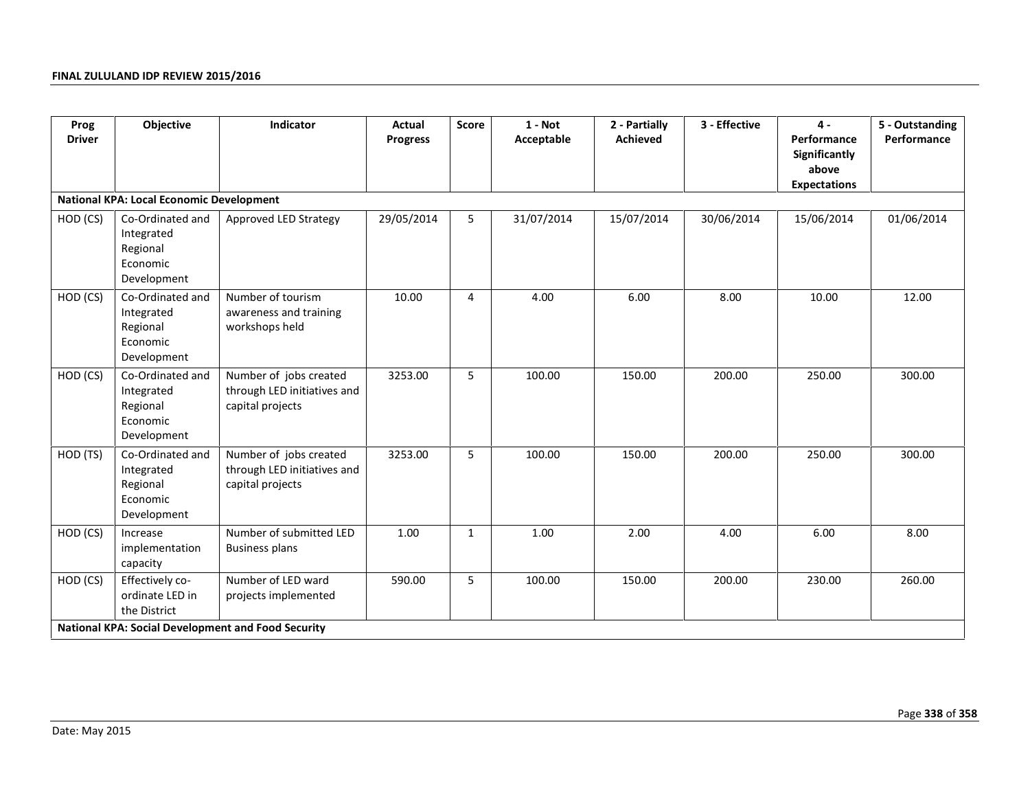| Prog Driver | Objective | Indicator | Actual Progress | Score | 1 - Not Acceptable | 2 - Partially Achieved | 3 - Effective | 4 - Performance Significantly above Expectations | 5 - Outstanding Performance |
|---|---|---|---|---|---|---|---|---|---|
| **National KPA: Local Economic Development** | | | | | | | | | |
| HOD (CS) | Co-Ordinated and Integrated Regional Economic Development | Approved LED Strategy | 29/05/2014 | 5 | 31/07/2014 | 15/07/2014 | 30/06/2014 | 15/06/2014 | 01/06/2014 |
| HOD (CS) | Co-Ordinated and Integrated Regional Economic Development | Number of tourism awareness and training workshops held | 10.00 | 4 | 4.00 | 6.00 | 8.00 | 10.00 | 12.00 |
| HOD (CS) | Co-Ordinated and Integrated Regional Economic Development | Number of jobs created through LED initiatives and capital projects | 3253.00 | 5 | 100.00 | 150.00 | 200.00 | 250.00 | 300.00 |
| HOD (TS) | Co-Ordinated and Integrated Regional Economic Development | Number of jobs created through LED initiatives and capital projects | 3253.00 | 5 | 100.00 | 150.00 | 200.00 | 250.00 | 300.00 |
| HOD (CS) | Increase implementation capacity | Number of submitted LED Business plans | 1.00 | 1 | 1.00 | 2.00 | 4.00 | 6.00 | 8.00 |
| HOD (CS) | Effectively co-ordinate LED in the District | Number of LED ward projects implemented | 590.00 | 5 | 100.00 | 150.00 | 200.00 | 230.00 | 260.00 |
| **National KPA: Social Development and Food Security** | | | | | | | | | |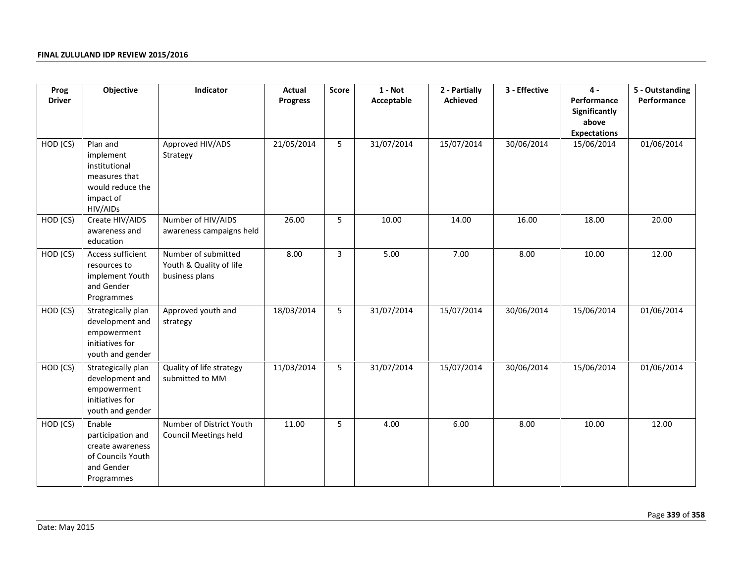| Prog Driver | Objective | Indicator | Actual Progress | Score | 1 - Not Acceptable | 2 - Partially Achieved | 3 - Effective | 4 - Performance Significantly above Expectations | 5 - Outstanding Performance |
|---|---|---|---|---|---|---|---|---|---|
| HOD (CS) | Plan and implement institutional measures that would reduce the impact of HIV/AIDs | Approved HIV/ADS Strategy | 21/05/2014 | 5 | 31/07/2014 | 15/07/2014 | 30/06/2014 | 15/06/2014 | 01/06/2014 |
| HOD (CS) | Create HIV/AIDS awareness and education | Number of HIV/AIDS awareness campaigns held | 26.00 | 5 | 10.00 | 14.00 | 16.00 | 18.00 | 20.00 |
| HOD (CS) | Access sufficient resources to implement Youth and Gender Programmes | Number of submitted Youth & Quality of life business plans | 8.00 | 3 | 5.00 | 7.00 | 8.00 | 10.00 | 12.00 |
| HOD (CS) | Strategically plan development and empowerment initiatives for youth and gender | Approved youth and strategy | 18/03/2014 | 5 | 31/07/2014 | 15/07/2014 | 30/06/2014 | 15/06/2014 | 01/06/2014 |
| HOD (CS) | Strategically plan development and empowerment initiatives for youth and gender | Quality of life strategy submitted to MM | 11/03/2014 | 5 | 31/07/2014 | 15/07/2014 | 30/06/2014 | 15/06/2014 | 01/06/2014 |
| HOD (CS) | Enable participation and create awareness of Councils Youth and Gender Programmes | Number of District Youth Council Meetings held | 11.00 | 5 | 4.00 | 6.00 | 8.00 | 10.00 | 12.00 |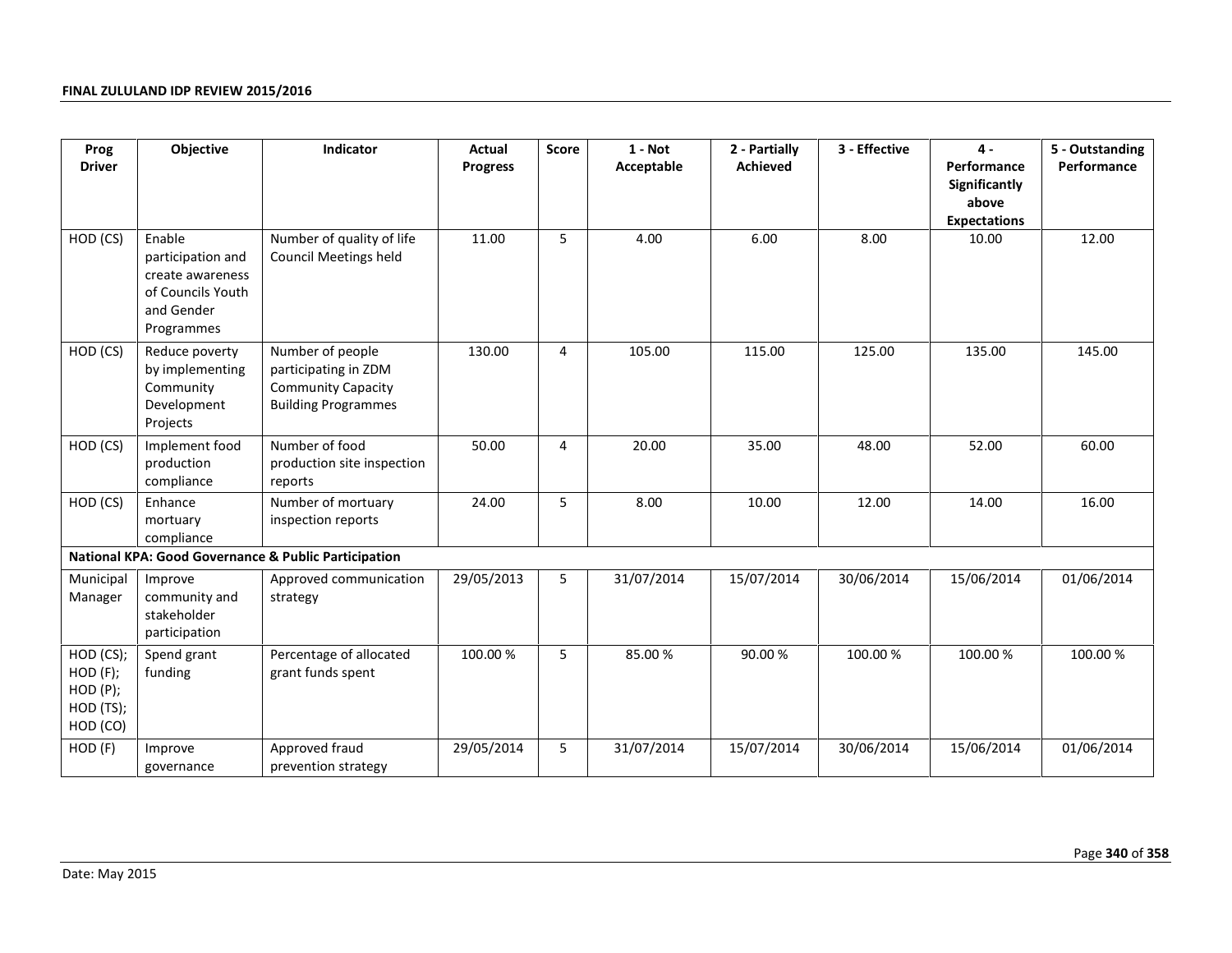| Prog Driver | Objective | Indicator | Actual Progress | Score | 1 - Not Acceptable | 2 - Partially Achieved | 3 - Effective | 4 - Performance Significantly above Expectations | 5 - Outstanding Performance |
|---|---|---|---|---|---|---|---|---|---|
| HOD (CS) | Enable participation and create awareness of Councils Youth and Gender Programmes | Number of quality of life Council Meetings held | 11.00 | 5 | 4.00 | 6.00 | 8.00 | 10.00 | 12.00 |
| HOD (CS) | Reduce poverty by implementing Community Development Projects | Number of people participating in ZDM Community Capacity Building Programmes | 130.00 | 4 | 105.00 | 115.00 | 125.00 | 135.00 | 145.00 |
| HOD (CS) | Implement food production compliance | Number of food production site inspection reports | 50.00 | 4 | 20.00 | 35.00 | 48.00 | 52.00 | 60.00 |
| HOD (CS) | Enhance mortuary compliance | Number of mortuary inspection reports | 24.00 | 5 | 8.00 | 10.00 | 12.00 | 14.00 | 16.00 |
| **National KPA: Good Governance & Public Participation** | | | | | | | | | |
| Municipal Manager | Improve community and stakeholder participation | Approved communication strategy | 29/05/2013 | 5 | 31/07/2014 | 15/07/2014 | 30/06/2014 | 15/06/2014 | 01/06/2014 |
| HOD (CS); HOD (F); HOD (P); HOD (TS); HOD (CO) | Spend grant funding | Percentage of allocated grant funds spent | 100.00 % | 5 | 85.00 % | 90.00 % | 100.00 % | 100.00 % | 100.00 % |
| HOD (F) | Improve governance | Approved fraud prevention strategy | 29/05/2014 | 5 | 31/07/2014 | 15/07/2014 | 30/06/2014 | 15/06/2014 | 01/06/2014 |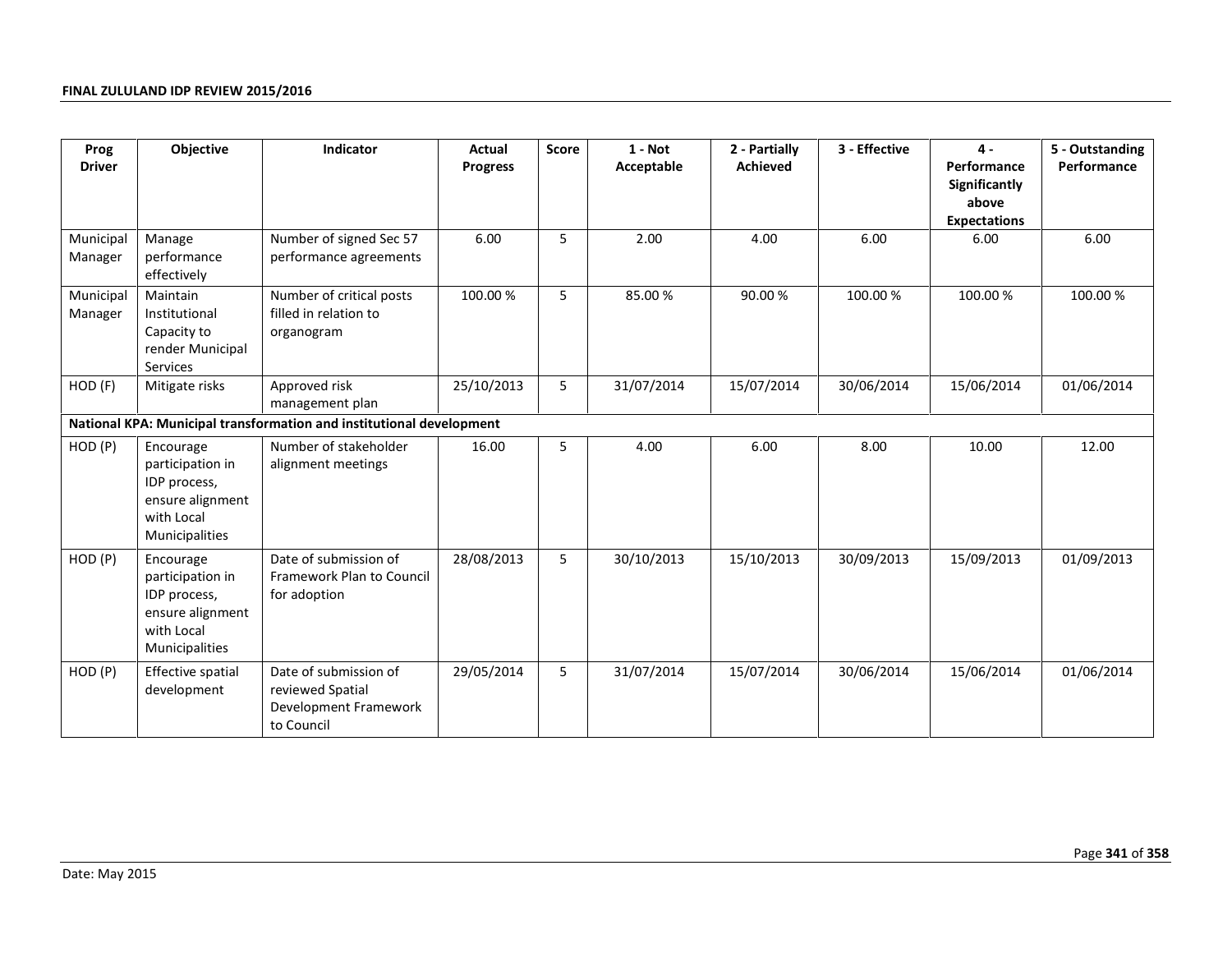| Prog Driver | Objective | Indicator | Actual Progress | Score | 1 - Not Acceptable | 2 - Partially Achieved | 3 - Effective | 4 - Performance Significantly above Expectations | 5 - Outstanding Performance |
|---|---|---|---|---|---|---|---|---|---|
| Municipal Manager | Manage performance effectively | Number of signed Sec 57 performance agreements | 6.00 | 5 | 2.00 | 4.00 | 6.00 | 6.00 | 6.00 |
| Municipal Manager | Maintain Institutional Capacity to render Municipal Services | Number of critical posts filled in relation to organogram | 100.00 % | 5 | 85.00 % | 90.00 % | 100.00 % | 100.00 % | 100.00 % |
| HOD (F) | Mitigate risks | Approved risk management plan | 25/10/2013 | 5 | 31/07/2014 | 15/07/2014 | 30/06/2014 | 15/06/2014 | 01/06/2014 |
| **National KPA: Municipal transformation and institutional development** | | | | | | | | | |
| HOD (P) | Encourage participation in IDP process, ensure alignment with Local Municipalities | Number of stakeholder alignment meetings | 16.00 | 5 | 4.00 | 6.00 | 8.00 | 10.00 | 12.00 |
| HOD (P) | Encourage participation in IDP process, ensure alignment with Local Municipalities | Date of submission of Framework Plan to Council for adoption | 28/08/2013 | 5 | 30/10/2013 | 15/10/2013 | 30/09/2013 | 15/09/2013 | 01/09/2013 |
| HOD (P) | Effective spatial development | Date of submission of reviewed Spatial Development Framework to Council | 29/05/2014 | 5 | 31/07/2014 | 15/07/2014 | 30/06/2014 | 15/06/2014 | 01/06/2014 |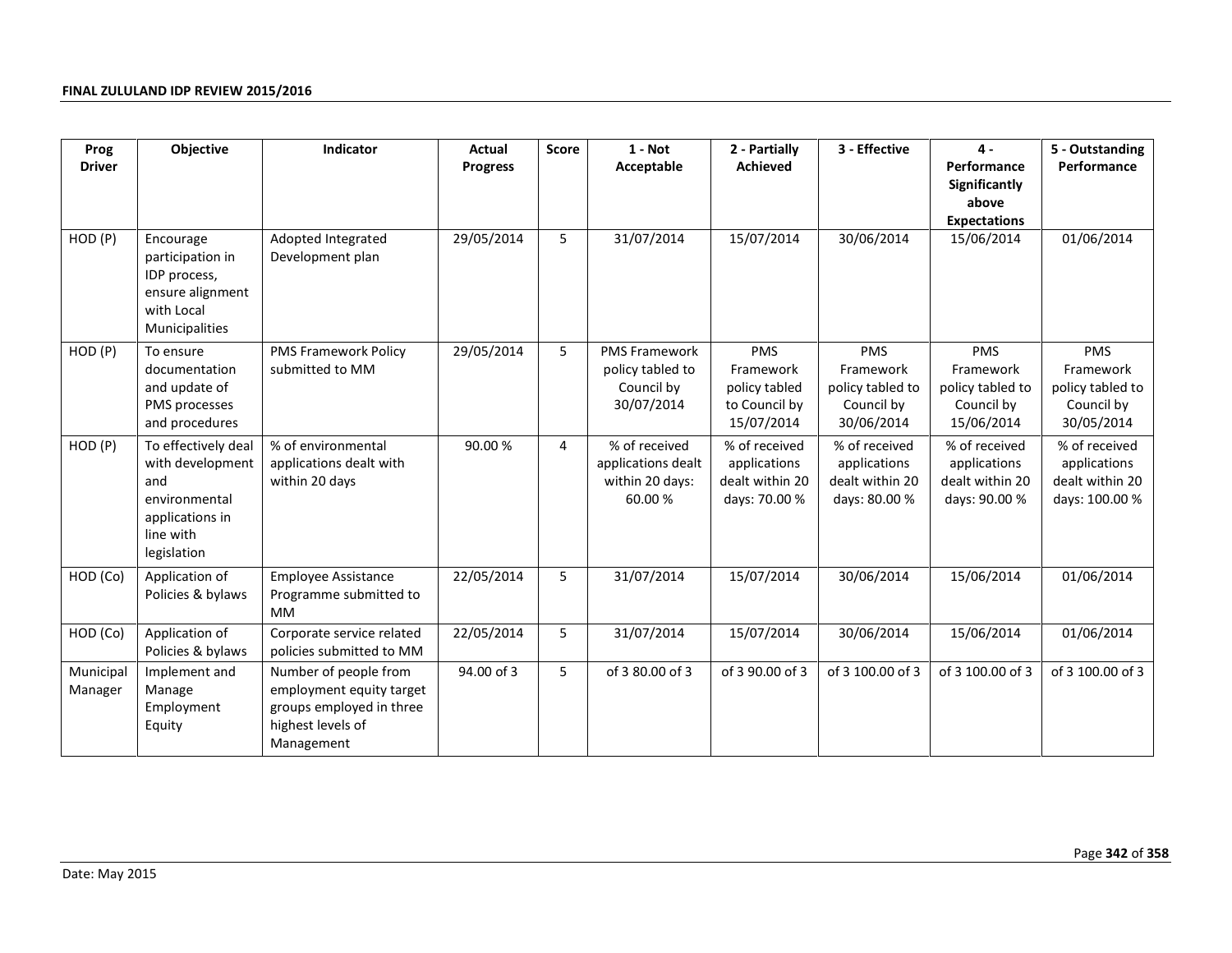| Prog Driver | Objective | Indicator | Actual Progress | Score | 1 - Not Acceptable | 2 - Partially Achieved | 3 - Effective | 4 - Performance Significantly above Expectations | 5 - Outstanding Performance |
|---|---|---|---|---|---|---|---|---|---|
| HOD (P) | Encourage participation in IDP process, ensure alignment with Local Municipalities | Adopted Integrated Development plan | 29/05/2014 | 5 | 31/07/2014 | 15/07/2014 | 30/06/2014 | 15/06/2014 | 01/06/2014 |
| HOD (P) | To ensure documentation and update of PMS processes and procedures | PMS Framework Policy submitted to MM | 29/05/2014 | 5 | PMS Framework policy tabled to Council by 30/07/2014 | PMS Framework policy tabled to Council by 15/07/2014 | PMS Framework policy tabled to Council by 30/06/2014 | PMS Framework policy tabled to Council by 15/06/2014 | PMS Framework policy tabled to Council by 30/05/2014 |
| HOD (P) | To effectively deal with development and environmental applications in line with legislation | % of environmental applications dealt with within 20 days | 90.00 % | 4 | % of received applications dealt within 20 days: 60.00 % | % of received applications dealt within 20 days: 70.00 % | % of received applications dealt within 20 days: 80.00 % | % of received applications dealt within 20 days: 90.00 % | % of received applications dealt within 20 days: 100.00 % |
| HOD (Co) | Application of Policies & bylaws | Employee Assistance Programme submitted to MM | 22/05/2014 | 5 | 31/07/2014 | 15/07/2014 | 30/06/2014 | 15/06/2014 | 01/06/2014 |
| HOD (Co) | Application of Policies & bylaws | Corporate service related policies submitted to MM | 22/05/2014 | 5 | 31/07/2014 | 15/07/2014 | 30/06/2014 | 15/06/2014 | 01/06/2014 |
| Municipal Manager | Implement and Manage Employment Equity | Number of people from employment equity target groups employed in three highest levels of Management | 94.00 of 3 | 5 | of 3 80.00 of 3 | of 3 90.00 of 3 | of 3 100.00 of 3 | of 3 100.00 of 3 | of 3 100.00 of 3 |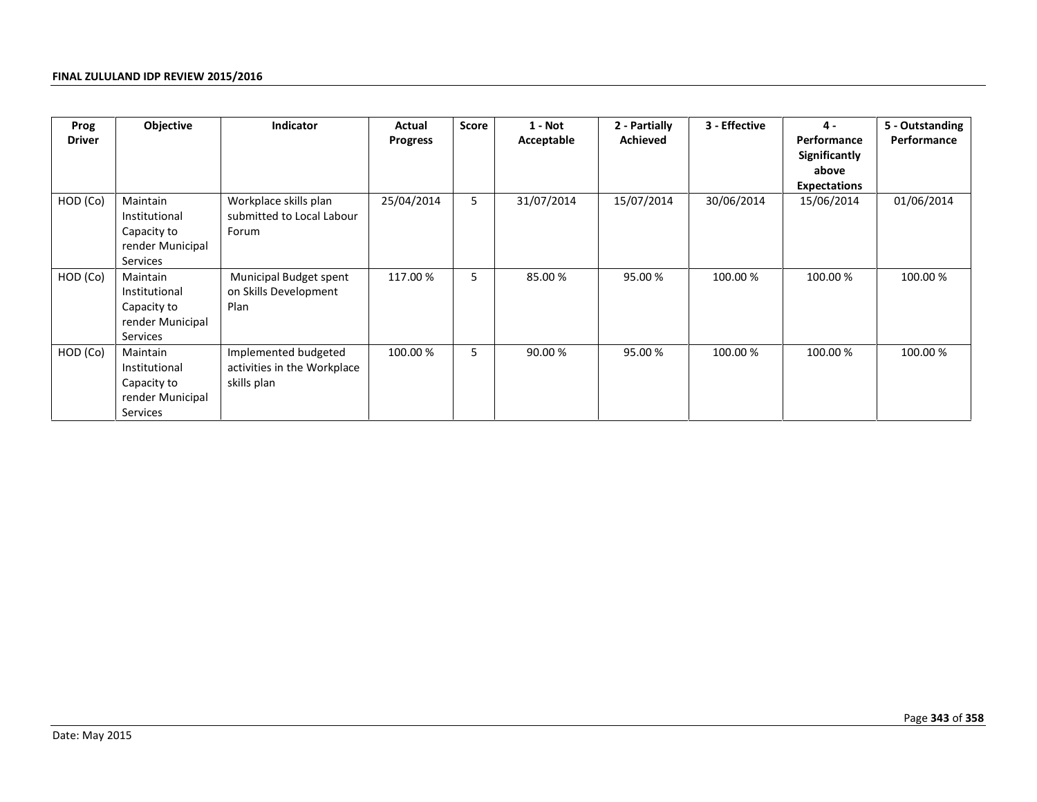| Prog Driver | Objective | Indicator | Actual Progress | Score | 1 - Not Acceptable | 2 - Partially Achieved | 3 - Effective | 4 - Performance Significantly above Expectations | 5 - Outstanding Performance |
|---|---|---|---|---|---|---|---|---|---|
| HOD (Co) | Maintain Institutional Capacity to render Municipal Services | Workplace skills plan submitted to Local Labour Forum | 25/04/2014 | 5 | 31/07/2014 | 15/07/2014 | 30/06/2014 | 15/06/2014 | 01/06/2014 |
| HOD (Co) | Maintain Institutional Capacity to render Municipal Services | Municipal Budget spent on Skills Development Plan | 117.00 % | 5 | 85.00 % | 95.00 % | 100.00 % | 100.00 % | 100.00 % |
| HOD (Co) | Maintain Institutional Capacity to render Municipal Services | Implemented budgeted activities in the Workplace skills plan | 100.00 % | 5 | 90.00 % | 95.00 % | 100.00 % | 100.00 % | 100.00 % |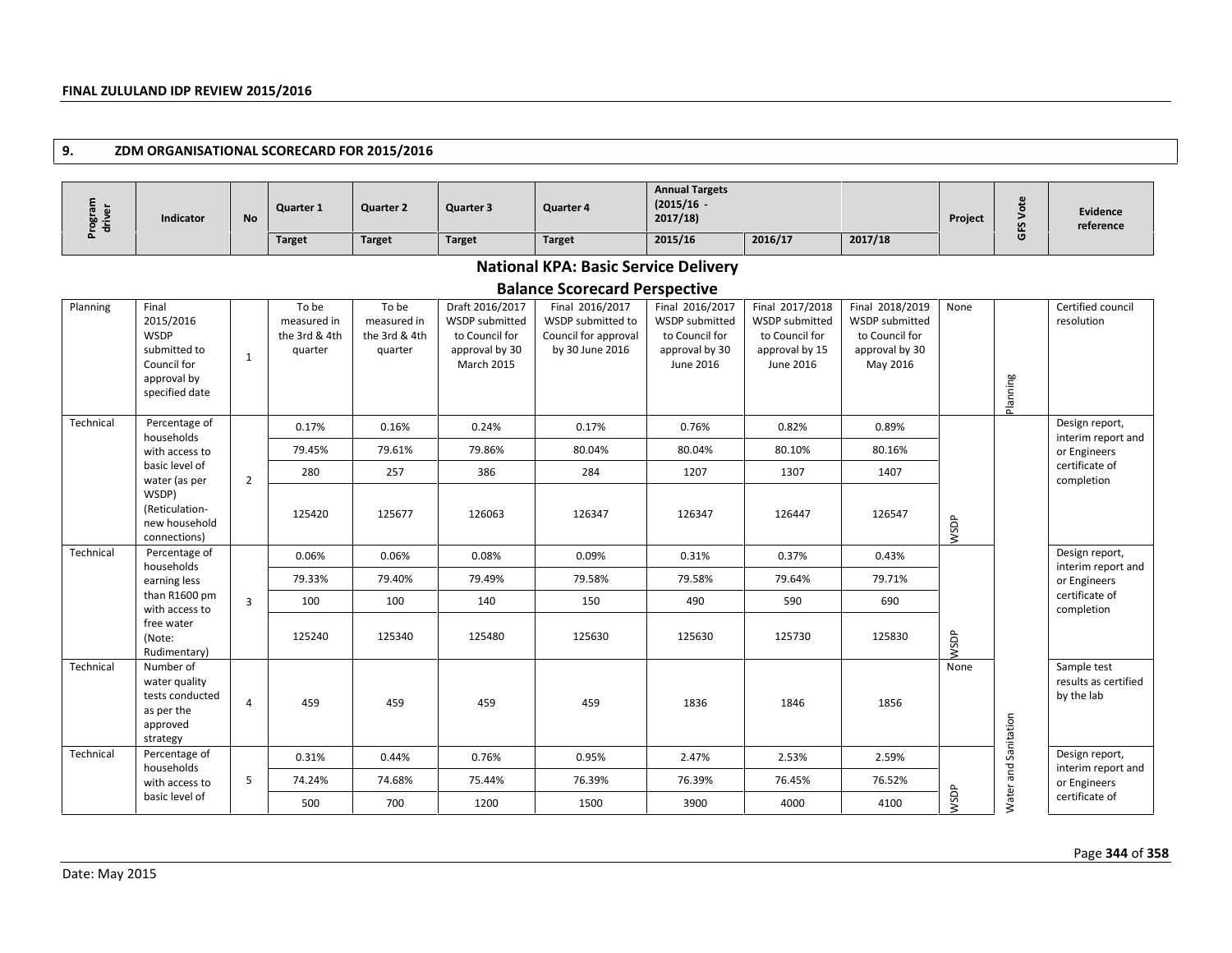## 9. ZDM ORGANISATIONAL SCORECARD FOR 2015/2016

| Program driver | Indicator | No | Quarter 1 | Quarter 2 | Quarter 3 | Quarter 4 | Annual Targets (2015/16 - 2017/18) | | | Project | GFS Vote | Evidence reference |
|---|---|---|---|---|---|---|---|---|---|---|---|---|
| | | | Target | Target | Target | Target | 2015/16 | 2016/17 | 2017/18 | | | |
| **National KPA: Basic Service Delivery** | | | | | | | | | | | | |
| **Balance Scorecard Perspective** | | | | | | | | | | | | |
| Planning | Final 2015/2016 WSDP submitted to Council for approval by specified date | 1 | To be measured in the 3rd & 4th quarter | To be measured in the 3rd & 4th quarter | Draft 2016/2017 WSDP submitted to Council for approval by 30 March 2015 | Final 2016/2017 WSDP submitted to Council for approval by 30 June 2016 | Final 2016/2017 WSDP submitted to Council for approval by 30 June 2016 | Final 2017/2018 WSDP submitted to Council for approval by 15 June 2016 | Final 2018/2019 WSDP submitted to Council for approval by 30 May 2016 | None | Planning | Certified council resolution |
| Technical | Percentage of households with access to basic level of water (as per WSDP) (Reticulation- new household connections) | 2 | 0.17% | 0.16% | 0.24% | 0.17% | 0.76% | 0.82% | 0.89% | WSDP | Water and Sanitation | Design report, interim report and or Engineers certificate of completion |
| | | | 79.45% | 79.61% | 79.86% | 80.04% | 80.04% | 80.10% | 80.16% | | | |
| | | | 280 | 257 | 386 | 284 | 1207 | 1307 | 1407 | | | |
| | | | 125420 | 125677 | 126063 | 126347 | 126347 | 126447 | 126547 | | | |
| Technical | Percentage of households earning less than R1600 pm with access to free water (Note: Rudimentary) | 3 | 0.06% | 0.06% | 0.08% | 0.09% | 0.31% | 0.37% | 0.43% | WSDP | | Design report, interim report and or Engineers certificate of completion |
| | | | 79.33% | 79.40% | 79.49% | 79.58% | 79.58% | 79.64% | 79.71% | | | |
| | | | 100 | 100 | 140 | 150 | 490 | 590 | 690 | | | |
| | | | 125240 | 125340 | 125480 | 125630 | 125630 | 125730 | 125830 | | | |
| Technical | Number of water quality tests conducted as per the approved strategy | 4 | 459 | 459 | 459 | 459 | 1836 | 1846 | 1856 | None | | Sample test results as certified by the lab |
| Technical | Percentage of households with access to basic level of | 5 | 0.31% | 0.44% | 0.76% | 0.95% | 2.47% | 2.53% | 2.59% | WSDP | | Design report, interim report and or Engineers certificate of |
| | | | 74.24% | 74.68% | 75.44% | 76.39% | 76.39% | 76.45% | 76.52% | | | |
| | | | 500 | 700 | 1200 | 1500 | 3900 | 4000 | 4100 | | | |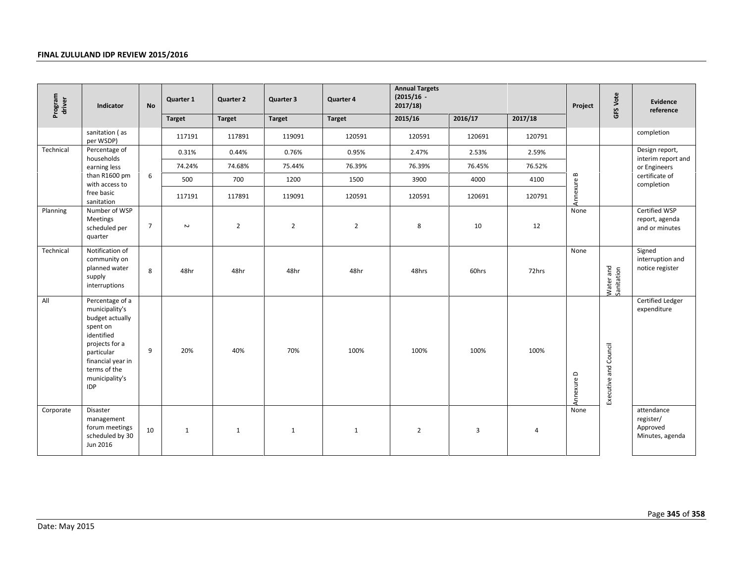| Program driver | Indicator | No | Quarter 1 | Quarter 2 | Quarter 3 | Quarter 4 | Annual Targets (2015/16 - 2017/18) | | | Project | GFS Vote | Evidence reference |
|---|---|---|---|---|---|---|---|---|---|---|---|---|
| | | | Target | Target | Target | Target | 2015/16 | 2016/17 | 2017/18 | | | |
| | sanitation ( as per WSDP) | | 117191 | 117891 | 119091 | 120591 | 120591 | 120691 | 120791 | | | completion |
| Technical | Percentage of households earning less than R1600 pm with access to free basic sanitation | 6 | 0.31% | 0.44% | 0.76% | 0.95% | 2.47% | 2.53% | 2.59% | Annexure B | | Design report, interim report and or Engineers certificate of completion |
| | | | 74.24% | 74.68% | 75.44% | 76.39% | 76.39% | 76.45% | 76.52% | | | |
| | | | 500 | 700 | 1200 | 1500 | 3900 | 4000 | 4100 | | | |
| | | | 117191 | 117891 | 119091 | 120591 | 120591 | 120691 | 120791 | | | |
| Planning | Number of WSP Meetings scheduled per quarter | 7 | 2 | 2 | 2 | 2 | 8 | 10 | 12 | None | | Certified WSP report, agenda and or minutes |
| Technical | Notification of community on planned water supply interruptions | 8 | 48hr | 48hr | 48hr | 48hr | 48hrs | 60hrs | 72hrs | None | Water and Sanitation | Signed interruption and notice register |
| All | Percentage of a municipality's budget actually spent on identified projects for a particular financial year in terms of the municipality's IDP | 9 | 20% | 40% | 70% | 100% | 100% | 100% | 100% | Annexure D | Executive and Council | Certified Ledger expenditure |
| Corporate | Disaster management forum meetings scheduled by 30 Jun 2016 | 10 | 1 | 1 | 1 | 1 | 2 | 3 | 4 | None | | attendance register/ Approved Minutes, agenda |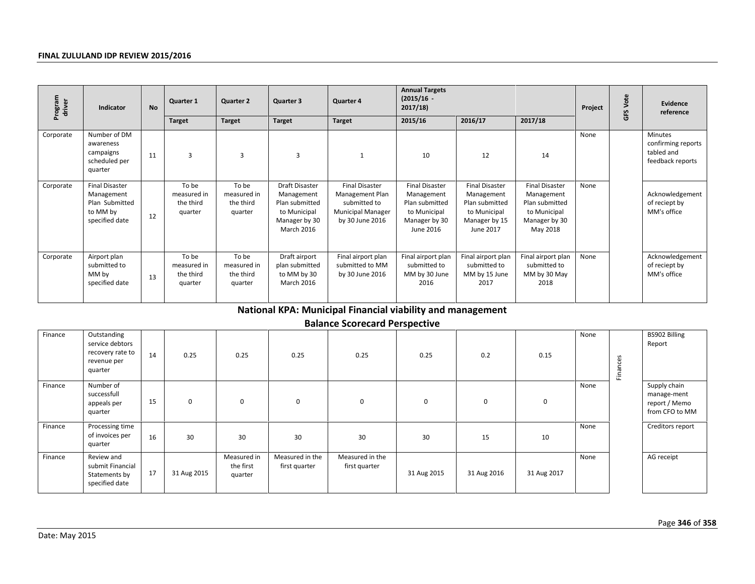| Program driver | Indicator | No | Quarter 1 | Quarter 2 | Quarter 3 | Quarter 4 | Annual Targets (2015/16 - 2017/18) | | | Project | GFS Vote | Evidence reference |
|---|---|---|---|---|---|---|---|---|---|---|---|---|
| | | | Target | Target | Target | Target | 2015/16 | 2016/17 | 2017/18 | | | |
| Corporate | Number of DM awareness campaigns scheduled per quarter | 11 | 3 | 3 | 3 | 1 | 10 | 12 | 14 | None | | Minutes confirming reports tabled and feedback reports |
| Corporate | Final Disaster Management Plan Submitted to MM by specified date | 12 | To be measured in the third quarter | To be measured in the third quarter | Draft Disaster Management Plan submitted to Municipal Manager by 30 March 2016 | Final Disaster Management Plan submitted to Municipal Manager by 30 June 2016 | Final Disaster Management Plan submitted to Municipal Manager by 30 June 2016 | Final Disaster Management Plan submitted to Municipal Manager by 15 June 2017 | Final Disaster Management Plan submitted to Municipal Manager by 30 May 2018 | None | | Acknowledgement of reciept by MM's office |
| Corporate | Airport plan submitted to MM by specified date | 13 | To be measured in the third quarter | To be measured in the third quarter | Draft airport plan submitted to MM by 30 March 2016 | Final airport plan submitted to MM by 30 June 2016 | Final airport plan submitted to MM by 30 June 2016 | Final airport plan submitted to MM by 15 June 2017 | Final airport plan submitted to MM by 30 May 2018 | None | | Acknowledgement of reciept by MM's office |

## National KPA: Municipal Financial viability and management

### Balance Scorecard Perspective

| Program driver | Indicator | No | Quarter 1 | Quarter 2 | Quarter 3 | Quarter 4 | 2015/16 | 2016/17 | 2017/18 | Project | GFS Vote | Evidence reference |
|---|---|---|---|---|---|---|---|---|---|---|---|---|
| Finance | Outstanding service debtors recovery rate to revenue per quarter | 14 | 0.25 | 0.25 | 0.25 | 0.25 | 0.25 | 0.2 | 0.15 | None | Finances | BS902 Billing Report |
| Finance | Number of successfull appeals per quarter | 15 | 0 | 0 | 0 | 0 | 0 | 0 | 0 | None | | Supply chain manage-ment report / Memo from CFO to MM |
| Finance | Processing time of invoices per quarter | 16 | 30 | 30 | 30 | 30 | 30 | 15 | 10 | None | | Creditors report |
| Finance | Review and submit Financial Statements by specified date | 17 | 31 Aug 2015 | Measured in the first quarter | Measured in the first quarter | Measured in the first quarter | 31 Aug 2015 | 31 Aug 2016 | 31 Aug 2017 | None | | AG receipt |

Date: May 2015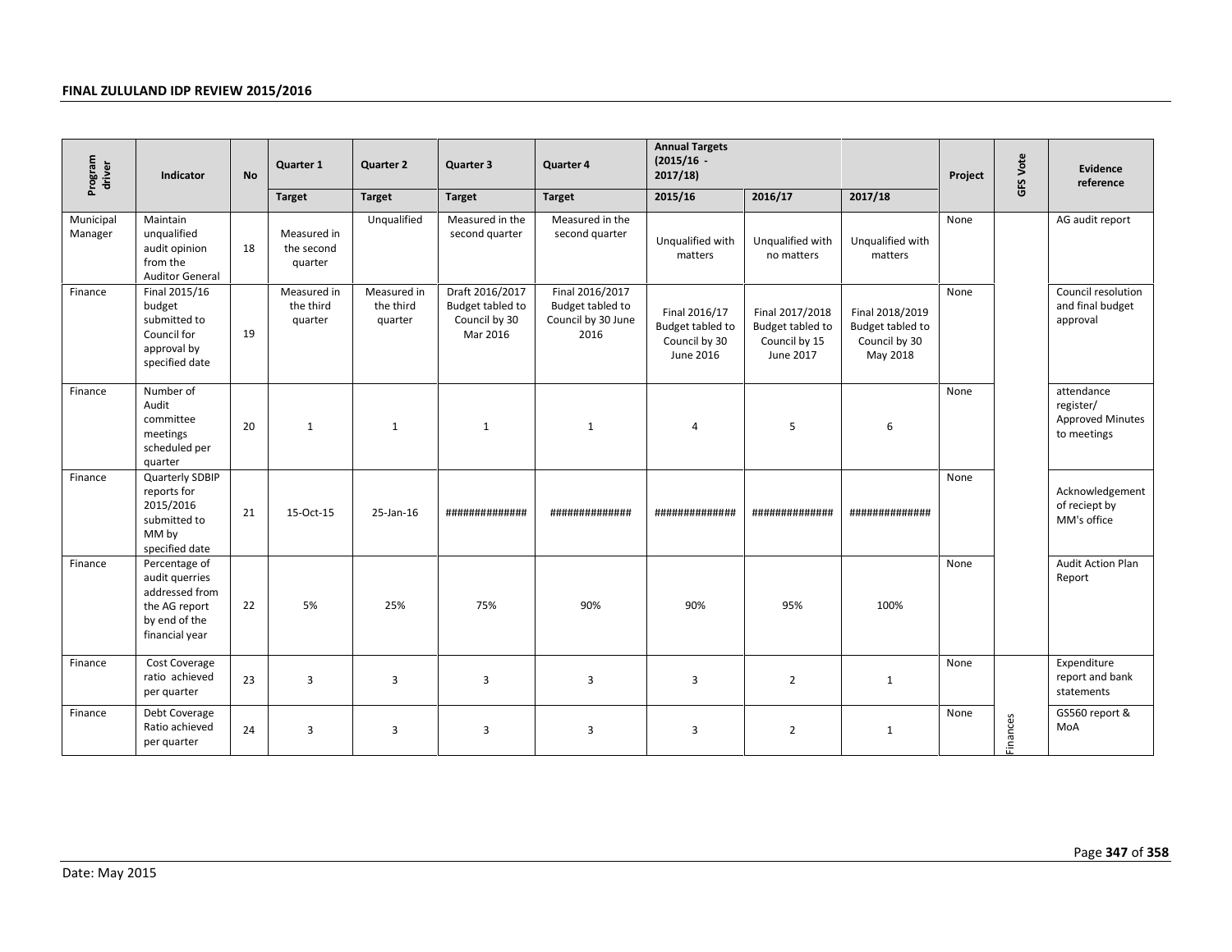| Program driver | Indicator | No | Quarter 1 | Quarter 2 | Quarter 3 | Quarter 4 | Annual Targets (2015/16 - 2017/18) | | | Project | GFS Vote | Evidence reference |
|---|---|---|---|---|---|---|---|---|---|---|---|---|
| | | | Target | Target | Target | Target | 2015/16 | 2016/17 | 2017/18 | | | |
| Municipal Manager | Maintain unqualified audit opinion from the Auditor General | 18 | Measured in the second quarter | Unqualified | Measured in the second quarter | Measured in the second quarter | Unqualified with matters | Unqualified with no matters | Unqualified with matters | None | | AG audit report |
| Finance | Final 2015/16 budget submitted to Council for approval by specified date | 19 | Measured in the third quarter | Measured in the third quarter | Draft 2016/2017 Budget tabled to Council by 30 Mar 2016 | Final 2016/2017 Budget tabled to Council by 30 June 2016 | Final 2016/17 Budget tabled to Council by 30 June 2016 | Final 2017/2018 Budget tabled to Council by 15 June 2017 | Final 2018/2019 Budget tabled to Council by 30 May 2018 | None | | Council resolution and final budget approval |
| Finance | Number of Audit committee meetings scheduled per quarter | 20 | 1 | 1 | 1 | 1 | 4 | 5 | 6 | None | | attendance register/ Approved Minutes to meetings |
| Finance | Quarterly SDBIP reports for 2015/2016 submitted to MM by specified date | 21 | 15-Oct-15 | 25-Jan-16 | ############## | ############## | ############## | ############## | ############## | None | | Acknowledgement of reciept by MM's office |
| Finance | Percentage of audit querries addressed from the AG report by end of the financial year | 22 | 5% | 25% | 75% | 90% | 90% | 95% | 100% | None | | Audit Action Plan Report |
| Finance | Cost Coverage ratio achieved per quarter | 23 | 3 | 3 | 3 | 3 | 3 | 2 | 1 | None | | Expenditure report and bank statements |
| Finance | Debt Coverage Ratio achieved per quarter | 24 | 3 | 3 | 3 | 3 | 3 | 2 | 1 | None | Finances | GS560 report & MoA |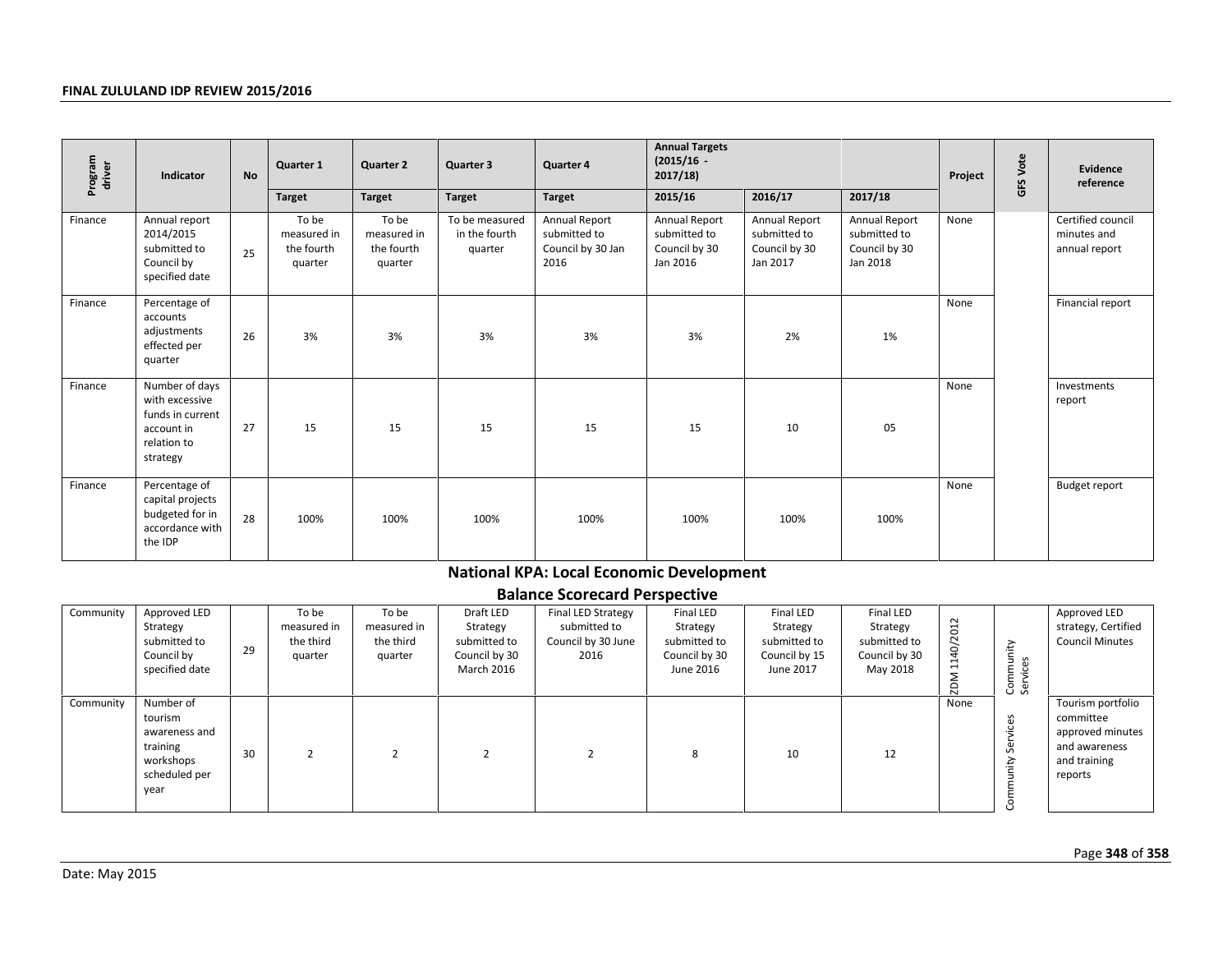| Program driver | Indicator | No | Quarter 1 | Quarter 2 | Quarter 3 | Quarter 4 | Annual Targets (2015/16 - 2017/18) | | | Project | GFS Vote | Evidence reference |
|---|---|---|---|---|---|---|---|---|---|---|---|---|
| | | | Target | Target | Target | Target | 2015/16 | 2016/17 | 2017/18 | | | |
| Finance | Annual report 2014/2015 submitted to Council by specified date | 25 | To be measured in the fourth quarter | To be measured in the fourth quarter | To be measured in the fourth quarter | Annual Report submitted to Council by 30 Jan 2016 | Annual Report submitted to Council by 30 Jan 2016 | Annual Report submitted to Council by 30 Jan 2017 | Annual Report submitted to Council by 30 Jan 2018 | None | | Certified council minutes and annual report |
| Finance | Percentage of accounts adjustments effected per quarter | 26 | 3% | 3% | 3% | 3% | 3% | 2% | 1% | None | | Financial report |
| Finance | Number of days with excessive funds in current account in relation to strategy | 27 | 15 | 15 | 15 | 15 | 15 | 10 | 05 | None | | Investments report |
| Finance | Percentage of capital projects budgeted for in accordance with the IDP | 28 | 100% | 100% | 100% | 100% | 100% | 100% | 100% | None | | Budget report |

## National KPA: Local Economic Development

## Balance Scorecard Perspective

| Program driver | Indicator | No | Quarter 1 | Quarter 2 | Quarter 3 | Quarter 4 | 2015/16 | 2016/17 | 2017/18 | Project | GFS Vote | Evidence reference |
|---|---|---|---|---|---|---|---|---|---|---|---|---|
| Community | Approved LED Strategy submitted to Council by specified date | 29 | To be measured in the third quarter | To be measured in the third quarter | Draft LED Strategy submitted to Council by 30 March 2016 | Final LED Strategy submitted to Council by 30 June 2016 | Final LED Strategy submitted to Council by 30 June 2016 | Final LED Strategy submitted to Council by 15 June 2017 | Final LED Strategy submitted to Council by 30 May 2018 | ZDM 1140/2012 | Community Services | Approved LED strategy, Certified Council Minutes |
| Community | Number of tourism awareness and training workshops scheduled per year | 30 | 2 | 2 | 2 | 2 | 8 | 10 | 12 | None | Community Services | Tourism portfolio committee approved minutes and awareness and training reports |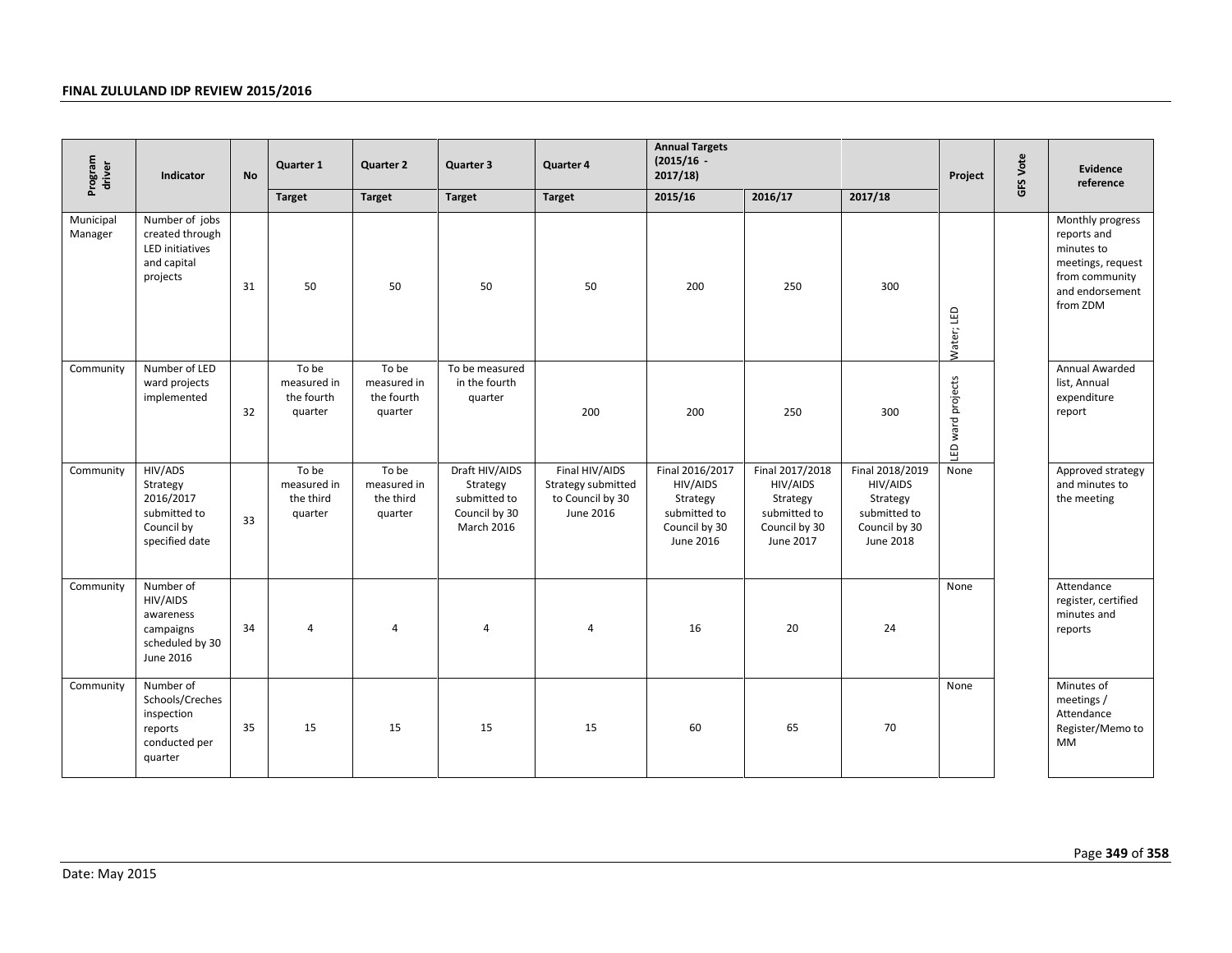| Program driver | Indicator | No | Quarter 1 | Quarter 2 | Quarter 3 | Quarter 4 | Annual Targets (2015/16 - 2017/18) | | | Project | GFS Vote | Evidence reference |
|---|---|---|---|---|---|---|---|---|---|---|---|---|
| | | | Target | Target | Target | Target | 2015/16 | 2016/17 | 2017/18 | | | |
| Municipal Manager | Number of jobs created through LED initiatives and capital projects | 31 | 50 | 50 | 50 | 50 | 200 | 250 | 300 | Water; LED | | Monthly progress reports and minutes to meetings, request from community and endorsement from ZDM |
| Community | Number of LED ward projects implemented | 32 | To be measured in the fourth quarter | To be measured in the fourth quarter | To be measured in the fourth quarter | 200 | 200 | 250 | 300 | LED ward projects | | Annual Awarded list, Annual expenditure report |
| Community | HIV/ADS Strategy 2016/2017 submitted to Council by specified date | 33 | To be measured in the third quarter | To be measured in the third quarter | Draft HIV/AIDS Strategy submitted to Council by 30 March 2016 | Final HIV/AIDS Strategy submitted to Council by 30 June 2016 | Final 2016/2017 HIV/AIDS Strategy submitted to Council by 30 June 2016 | Final 2017/2018 HIV/AIDS Strategy submitted to Council by 30 June 2017 | Final 2018/2019 HIV/AIDS Strategy submitted to Council by 30 June 2018 | None | | Approved strategy and minutes to the meeting |
| Community | Number of HIV/AIDS awareness campaigns scheduled by 30 June 2016 | 34 | 4 | 4 | 4 | 4 | 16 | 20 | 24 | None | | Attendance register, certified minutes and reports |
| Community | Number of Schools/Creches inspection reports conducted per quarter | 35 | 15 | 15 | 15 | 15 | 60 | 65 | 70 | None | | Minutes of meetings / Attendance Register/Memo to MM |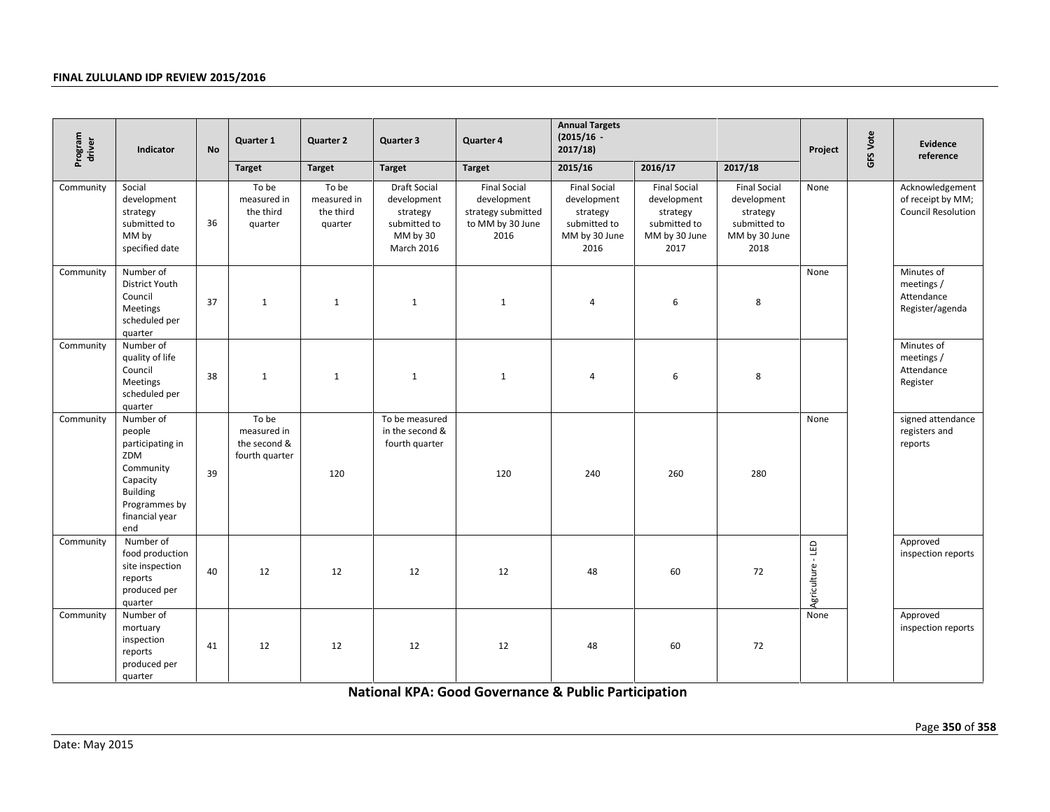| Program driver | Indicator | No | Quarter 1 | Quarter 2 | Quarter 3 | Quarter 4 | Annual Targets (2015/16 - 2017/18) | | | Project | GFS Vote | Evidence reference |
|---|---|---|---|---|---|---|---|---|---|---|---|---|
| | | | Target | Target | Target | Target | 2015/16 | 2016/17 | 2017/18 | | | |
| Community | Social development strategy submitted to MM by specified date | 36 | To be measured in the third quarter | To be measured in the third quarter | Draft Social development strategy submitted to MM by 30 March 2016 | Final Social development strategy submitted to MM by 30 June 2016 | Final Social development strategy submitted to MM by 30 June 2016 | Final Social development strategy submitted to MM by 30 June 2017 | Final Social development strategy submitted to MM by 30 June 2018 | None | | Acknowledgement of receipt by MM; Council Resolution |
| Community | Number of District Youth Council Meetings scheduled per quarter | 37 | 1 | 1 | 1 | 1 | 4 | 6 | 8 | None | | Minutes of meetings / Attendance Register/agenda |
| Community | Number of quality of life Council Meetings scheduled per quarter | 38 | 1 | 1 | 1 | 1 | 4 | 6 | 8 | | | Minutes of meetings / Attendance Register |
| Community | Number of people participating in ZDM Community Capacity Building Programmes by financial year end | 39 | To be measured in the second & fourth quarter | 120 | To be measured in the second & fourth quarter | 120 | 240 | 260 | 280 | None | | signed attendance registers and reports |
| Community | Number of food production site inspection reports produced per quarter | 40 | 12 | 12 | 12 | 12 | 48 | 60 | 72 | Agriculture - LED | | Approved inspection reports |
| Community | Number of mortuary inspection reports produced per quarter | 41 | 12 | 12 | 12 | 12 | 48 | 60 | 72 | None | | Approved inspection reports |

**National KPA: Good Governance & Public Participation**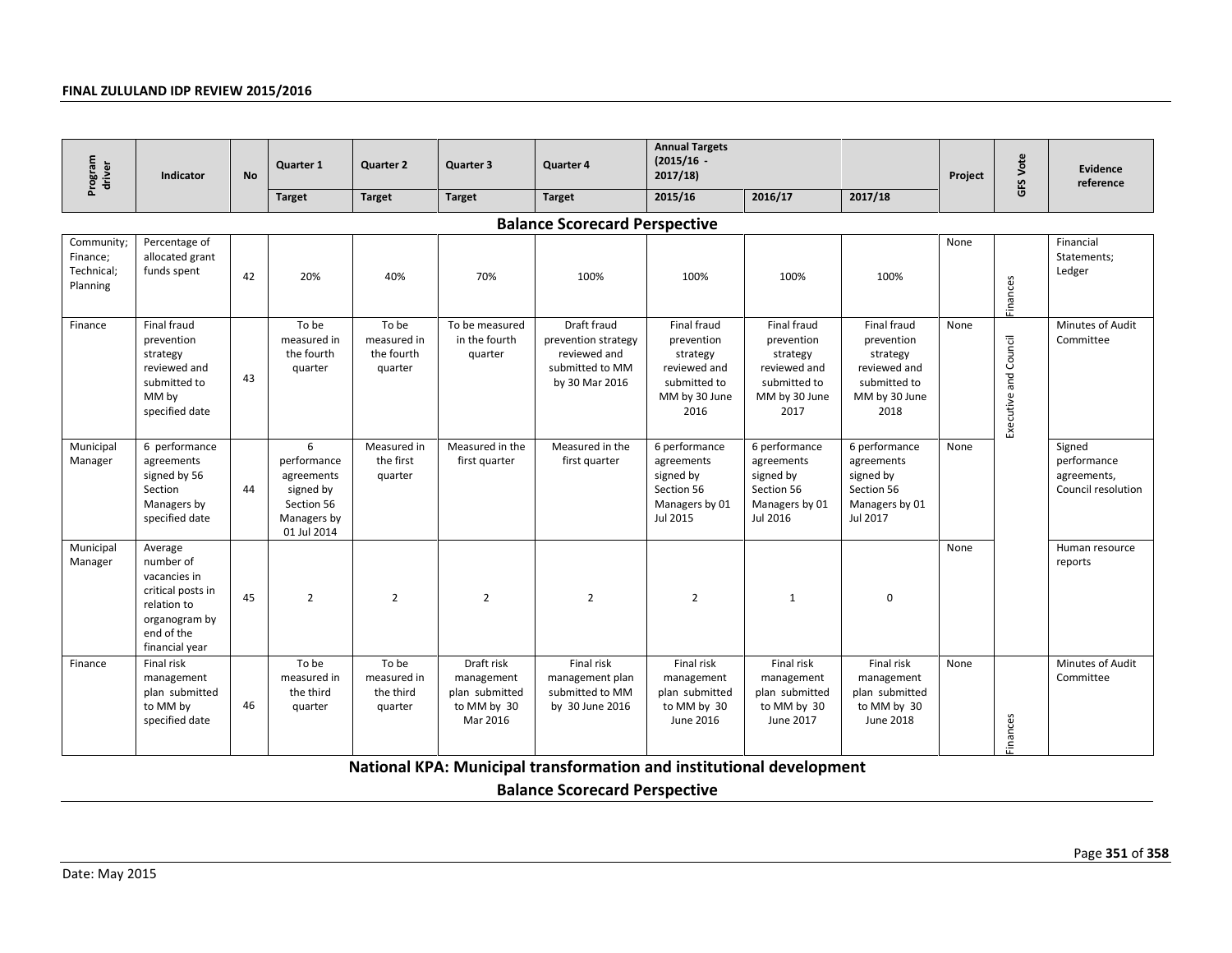| Program driver | Indicator | No | Quarter 1 | Quarter 2 | Quarter 3 | Quarter 4 | Annual Targets (2015/16 - 2017/18) | | | Project | GFS Vote | Evidence reference |
|---|---|---|---|---|---|---|---|---|---|---|---|---|
| | | | Target | Target | Target | Target | 2015/16 | 2016/17 | 2017/18 | | | |
| **Balance Scorecard Perspective** | | | | | | | | | | | | |
| Community; Finance; Technical; Planning | Percentage of allocated grant funds spent | 42 | 20% | 40% | 70% | 100% | 100% | 100% | 100% | None | Finances | Financial Statements; Ledger |
| Finance | Final fraud prevention strategy reviewed and submitted to MM by specified date | 43 | To be measured in the fourth quarter | To be measured in the fourth quarter | To be measured in the fourth quarter | Draft fraud prevention strategy reviewed and submitted to MM by 30 Mar 2016 | Final fraud prevention strategy reviewed and submitted to MM by 30 June 2016 | Final fraud prevention strategy reviewed and submitted to MM by 30 June 2017 | Final fraud prevention strategy reviewed and submitted to MM by 30 June 2018 | None | Executive and Council | Minutes of Audit Committee |
| Municipal Manager | 6 performance agreements signed by 56 Section Managers by specified date | 44 | 6 performance agreements signed by Section 56 Managers by 01 Jul 2014 | Measured in the first quarter | Measured in the first quarter | Measured in the first quarter | 6 performance agreements signed by Section 56 Managers by 01 Jul 2015 | 6 performance agreements signed by Section 56 Managers by 01 Jul 2016 | 6 performance agreements signed by Section 56 Managers by 01 Jul 2017 | None | Executive and Council | Signed performance agreements, Council resolution |
| Municipal Manager | Average number of vacancies in critical posts in relation to organogram by end of the financial year | 45 | 2 | 2 | 2 | 2 | 2 | 1 | 0 | None | Executive and Council | Human resource reports |
| Finance | Final risk management plan submitted to MM by specified date | 46 | To be measured in the third quarter | To be measured in the third quarter | Draft risk management plan submitted to MM by 30 Mar 2016 | Final risk management plan submitted to MM by 30 June 2016 | Final risk management plan submitted to MM by 30 June 2016 | Final risk management plan submitted to MM by 30 June 2017 | Final risk management plan submitted to MM by 30 June 2018 | None | Finances | Minutes of Audit Committee |

**National KPA: Municipal transformation and institutional development**

**Balance Scorecard Perspective**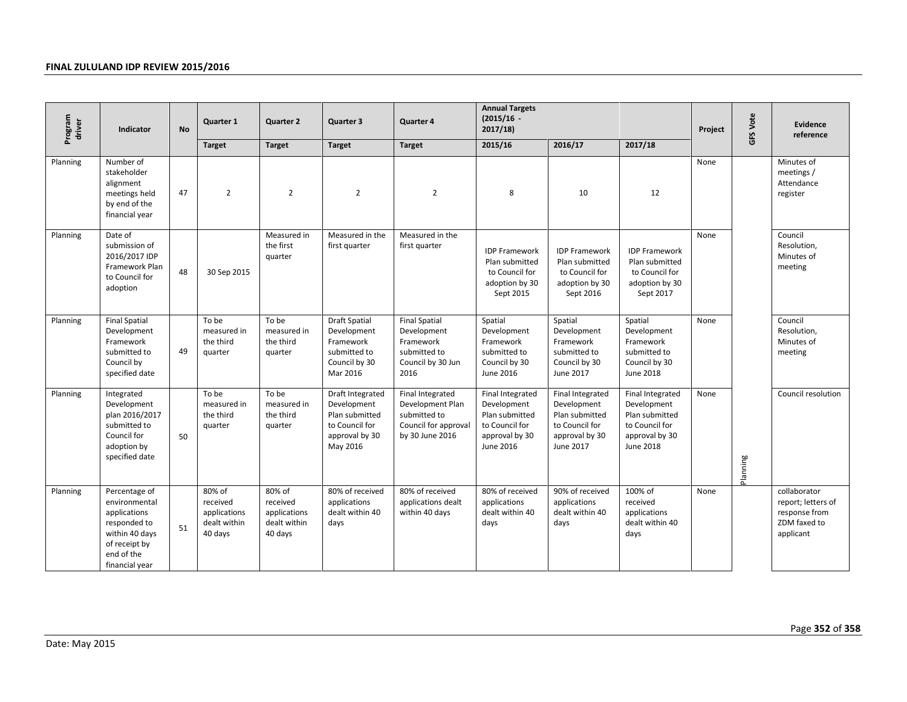| Program driver | Indicator | No | Quarter 1 | Quarter 2 | Quarter 3 | Quarter 4 | Annual Targets (2015/16 - 2017/18) | | | Project | GFS Vote | Evidence reference |
|---|---|---|---|---|---|---|---|---|---|---|---|---|
| | | | Target | Target | Target | Target | 2015/16 | 2016/17 | 2017/18 | | | |
| Planning | Number of stakeholder alignment meetings held by end of the financial year | 47 | 2 | 2 | 2 | 2 | 8 | 10 | 12 | None | Planning | Minutes of meetings / Attendance register |
| Planning | Date of submission of 2016/2017 IDP Framework Plan to Council for adoption | 48 | 30 Sep 2015 | Measured in the first quarter | Measured in the first quarter | Measured in the first quarter | IDP Framework Plan submitted to Council for adoption by 30 Sept 2015 | IDP Framework Plan submitted to Council for adoption by 30 Sept 2016 | IDP Framework Plan submitted to Council for adoption by 30 Sept 2017 | None | Planning | Council Resolution, Minutes of meeting |
| Planning | Final Spatial Development Framework submitted to Council by specified date | 49 | To be measured in the third quarter | To be measured in the third quarter | Draft Spatial Development Framework submitted to Council by 30 Mar 2016 | Final Spatial Development Framework submitted to Council by 30 Jun 2016 | Spatial Development Framework submitted to Council by 30 June 2016 | Spatial Development Framework submitted to Council by 30 June 2017 | Spatial Development Framework submitted to Council by 30 June 2018 | None | Planning | Council Resolution, Minutes of meeting |
| Planning | Integrated Development plan 2016/2017 submitted to Council for adoption by specified date | 50 | To be measured in the third quarter | To be measured in the third quarter | Draft Integrated Development Plan submitted to Council for approval by 30 May 2016 | Final Integrated Development Plan submitted to Council for approval by 30 June 2016 | Final Integrated Development Plan submitted to Council for approval by 30 June 2016 | Final Integrated Development Plan submitted to Council for approval by 30 June 2017 | Final Integrated Development Plan submitted to Council for approval by 30 June 2018 | None | Planning | Council resolution |
| Planning | Percentage of environmental applications responded to within 40 days of receipt by end of the financial year | 51 | 80% of received applications dealt within 40 days | 80% of received applications dealt within 40 days | 80% of received applications dealt within 40 days | 80% of received applications dealt within 40 days | 80% of received applications dealt within 40 days | 90% of received applications dealt within 40 days | 100% of received applications dealt within 40 days | None | Planning | collaborator report; letters of response from ZDM faxed to applicant |

Date: May 2015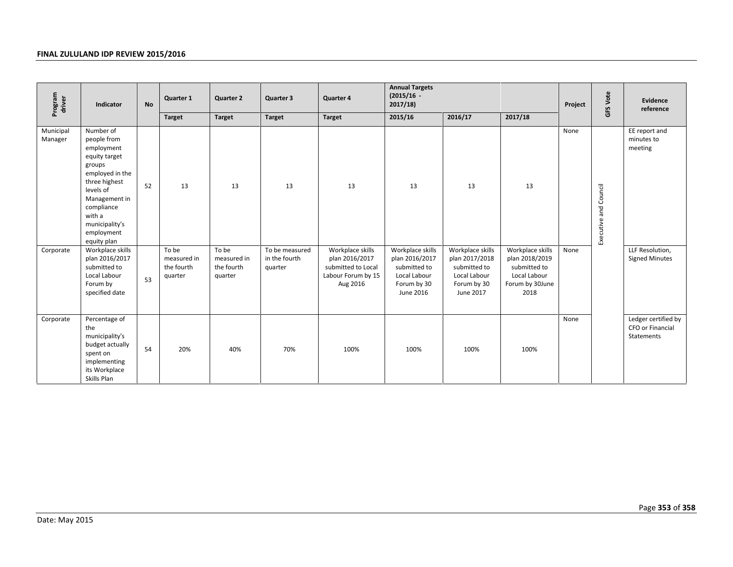| Program driver | Indicator | No | Quarter 1 | Quarter 2 | Quarter 3 | Quarter 4 | Annual Targets (2015/16 - 2017/18) | | | Project | GFS Vote | Evidence reference |
|---|---|---|---|---|---|---|---|---|---|---|---|---|
| | | | Target | Target | Target | Target | 2015/16 | 2016/17 | 2017/18 | | | |
| Municipal Manager | Number of people from employment equity target groups employed in the three highest levels of Management in compliance with a municipality's employment equity plan | 52 | 13 | 13 | 13 | 13 | 13 | 13 | 13 | None | Executive and Council | EE report and minutes to meeting |
| Corporate | Workplace skills plan 2016/2017 submitted to Local Labour Forum by specified date | 53 | To be measured in the fourth quarter | To be measured in the fourth quarter | To be measured in the fourth quarter | Workplace skills plan 2016/2017 submitted to Local Labour Forum by 15 Aug 2016 | Workplace skills plan 2016/2017 submitted to Local Labour Forum by 30 June 2016 | Workplace skills plan 2017/2018 submitted to Local Labour Forum by 30 June 2017 | Workplace skills plan 2018/2019 submitted to Local Labour Forum by 30June 2018 | None | | LLF Resolution, Signed Minutes |
| Corporate | Percentage of the municipality's budget actually spent on implementing its Workplace Skills Plan | 54 | 20% | 40% | 70% | 100% | 100% | 100% | 100% | None | | Ledger certified by CFO or Financial Statements |